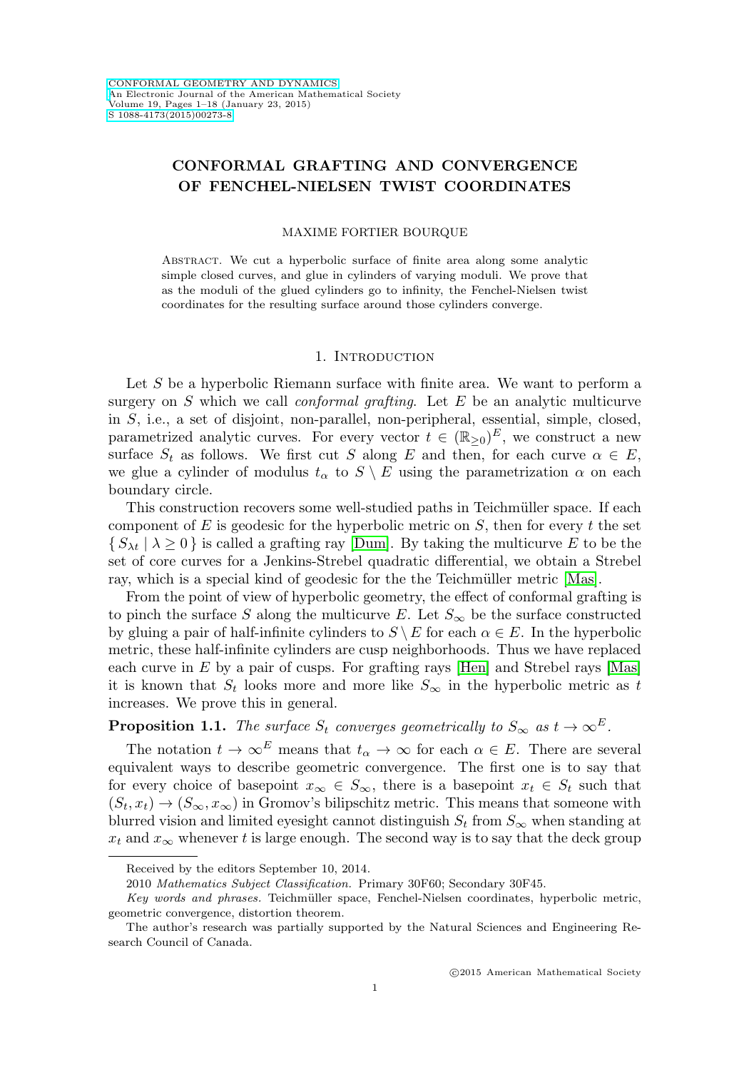# CONFORMAL GRAFTING AND CONVERGENCE OF FENCHEL-NIELSEN TWIST COORDINATES

MAXIME FORTIER BOURQUE

Abstract. We cut a hyperbolic surface of finite area along some analytic simple closed curves, and glue in cylinders of varying moduli. We prove that as the moduli of the glued cylinders go to infinity, the Fenchel-Nielsen twist coordinates for the resulting surface around those cylinders converge.

## 1. Introduction

Let $S$ be a hyperbolic Riemann surface with finite area. We want to perform a surgery on $S$ which we call *conformal grafting*. Let $E$ be an analytic multicurve in $S$, i.e., a set of disjoint, non-parallel, non-peripheral, essential, simple, closed, parametrized analytic curves. For every vector $t \in (\mathbb{R}_{\geq 0})^E$, we construct a new surface $S_t$ as follows. We first cut $S$ along $E$ and then, for each curve $\alpha \in E$, we glue a cylinder of modulus $t_\alpha$ to $S \setminus E$ using the parametrization $\alpha$ on each boundary circle.

This construction recovers some well-studied paths in Teichmüller space. If each component of $E$ is geodesic for the hyperbolic metric on $S$, then for every $t$ the set $\{ S_{\lambda t} \mid \lambda \geq 0 \}$ is called a grafting ray [Dum]. By taking the multicurve $E$ to be the set of core curves for a Jenkins-Strebel quadratic differential, we obtain a Strebel ray, which is a special kind of geodesic for the the Teichmüller metric [Mas].

From the point of view of hyperbolic geometry, the effect of conformal grafting is to pinch the surface $S$ along the multicurve $E$. Let $S_\infty$ be the surface constructed by gluing a pair of half-infinite cylinders to $S \setminus E$ for each $\alpha \in E$. In the hyperbolic metric, these half-infinite cylinders are cusp neighborhoods. Thus we have replaced each curve in $E$ by a pair of cusps. For grafting rays [Hen] and Strebel rays [Mas] it is known that $S_t$ looks more and more like $S_\infty$ in the hyperbolic metric as $t$ increases. We prove this in general.

**Proposition 1.1.** *The surface $S_t$ converges geometrically to $S_\infty$ as $t \to \infty^E$.*

The notation $t \to \infty^E$ means that $t_\alpha \to \infty$ for each $\alpha \in E$. There are several equivalent ways to describe geometric convergence. The first one is to say that for every choice of basepoint $x_\infty \in S_\infty$, there is a basepoint $x_t \in S_t$ such that $(S_t, x_t) \to (S_\infty, x_\infty)$ in Gromov's bilipschitz metric. This means that someone with blurred vision and limited eyesight cannot distinguish $S_t$ from $S_\infty$ when standing at $x_t$ and $x_\infty$ whenever $t$ is large enough. The second way is to say that the deck group

Received by the editors September 10, 2014.

2010 *Mathematics Subject Classification.* Primary 30F60; Secondary 30F45.

*Key words and phrases.* Teichmüller space, Fenchel-Nielsen coordinates, hyperbolic metric, geometric convergence, distortion theorem.

The author's research was partially supported by the Natural Sciences and Engineering Research Council of Canada.

©2015 American Mathematical Society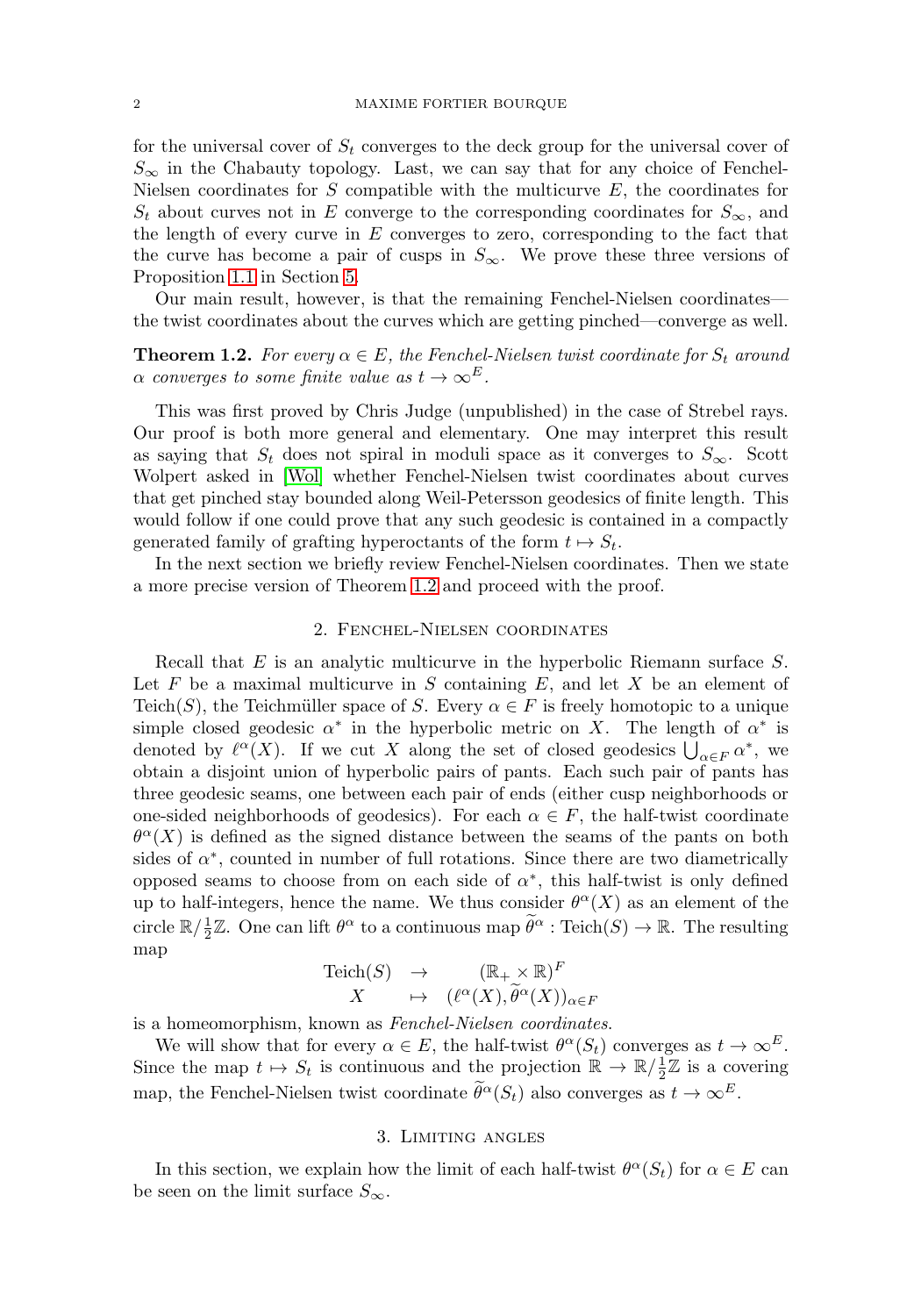for the universal cover of $S_t$ converges to the deck group for the universal cover of $S_\infty$ in the Chabauty topology. Last, we can say that for any choice of Fenchel-Nielsen coordinates for $S$ compatible with the multicurve $E$, the coordinates for $S_t$ about curves not in $E$ converge to the corresponding coordinates for $S_\infty$, and the length of every curve in $E$ converges to zero, corresponding to the fact that the curve has become a pair of cusps in $S_\infty$. We prove these three versions of Proposition 1.1 in Section 5.

Our main result, however, is that the remaining Fenchel-Nielsen coordinates—the twist coordinates about the curves which are getting pinched—converge as well.

**Theorem 1.2.** *For every $\alpha \in E$, the Fenchel-Nielsen twist coordinate for $S_t$ around $\alpha$ converges to some finite value as $t \to \infty^E$.*

This was first proved by Chris Judge (unpublished) in the case of Strebel rays. Our proof is both more general and elementary. One may interpret this result as saying that $S_t$ does not spiral in moduli space as it converges to $S_\infty$. Scott Wolpert asked in [Wol] whether Fenchel-Nielsen twist coordinates about curves that get pinched stay bounded along Weil-Petersson geodesics of finite length. This would follow if one could prove that any such geodesic is contained in a compactly generated family of grafting hyperoctants of the form $t \mapsto S_t$.

In the next section we briefly review Fenchel-Nielsen coordinates. Then we state a more precise version of Theorem 1.2 and proceed with the proof.

## 2. Fenchel-Nielsen coordinates

Recall that $E$ is an analytic multicurve in the hyperbolic Riemann surface $S$. Let $F$ be a maximal multicurve in $S$ containing $E$, and let $X$ be an element of $\text{Teich}(S)$, the Teichmüller space of $S$. Every $\alpha \in F$ is freely homotopic to a unique simple closed geodesic $\alpha^*$ in the hyperbolic metric on $X$. The length of $\alpha^*$ is denoted by $\ell^\alpha(X)$. If we cut $X$ along the set of closed geodesics $\bigcup_{\alpha \in F} \alpha^*$, we obtain a disjoint union of hyperbolic pairs of pants. Each such pair of pants has three geodesic seams, one between each pair of ends (either cusp neighborhoods or one-sided neighborhoods of geodesics). For each $\alpha \in F$, the half-twist coordinate $\theta^\alpha(X)$ is defined as the signed distance between the seams of the pants on both sides of $\alpha^*$, counted in number of full rotations. Since there are two diametrically opposed seams to choose from on each side of $\alpha^*$, this half-twist is only defined up to half-integers, hence the name. We thus consider $\theta^\alpha(X)$ as an element of the circle $\mathbb{R}/\frac{1}{2}\mathbb{Z}$. One can lift $\theta^\alpha$ to a continuous map $\widetilde{\theta}^\alpha : \text{Teich}(S) \to \mathbb{R}$. The resulting map

$$\begin{array}{ccc} \text{Teich}(S) & \to & (\mathbb{R}_+ \times \mathbb{R})^F \\ X & \mapsto & (\ell^\alpha(X), \widetilde{\theta}^\alpha(X))_{\alpha \in F} \end{array}$$

is a homeomorphism, known as *Fenchel-Nielsen coordinates*.

We will show that for every $\alpha \in E$, the half-twist $\theta^\alpha(S_t)$ converges as $t \to \infty^E$. Since the map $t \mapsto S_t$ is continuous and the projection $\mathbb{R} \to \mathbb{R}/\frac{1}{2}\mathbb{Z}$ is a covering map, the Fenchel-Nielsen twist coordinate $\widetilde{\theta}^\alpha(S_t)$ also converges as $t \to \infty^E$.

## 3. Limiting angles

In this section, we explain how the limit of each half-twist $\theta^\alpha(S_t)$ for $\alpha \in E$ can be seen on the limit surface $S_\infty$.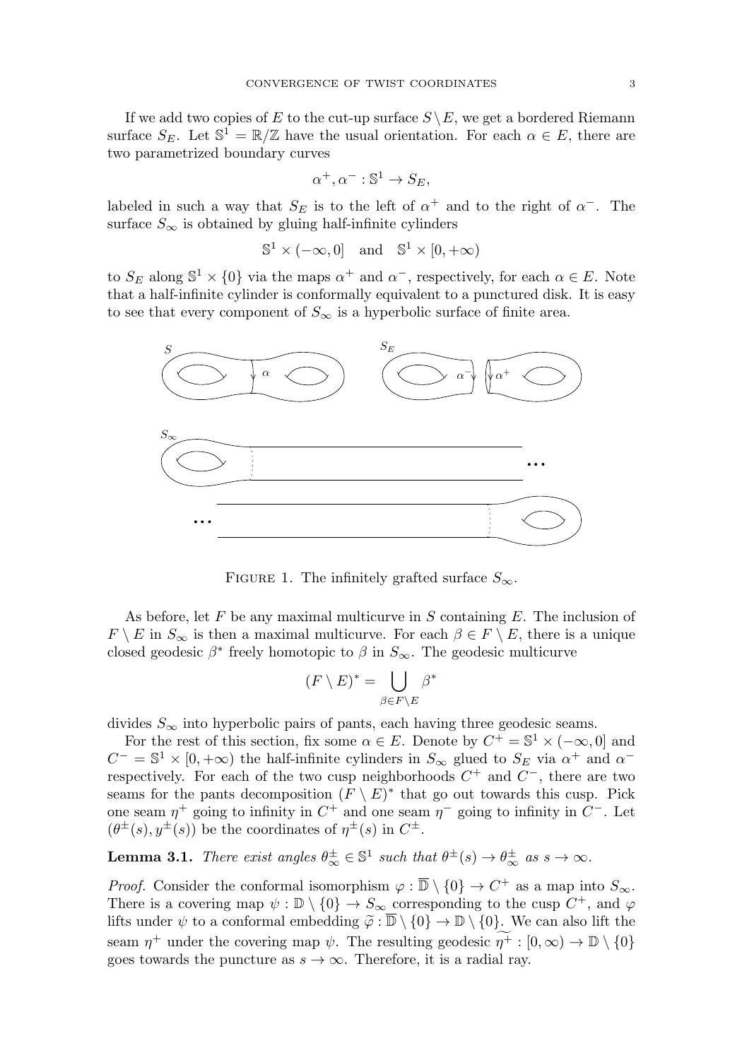If we add two copies of $E$ to the cut-up surface $S \setminus E$, we get a bordered Riemann surface $S_E$. Let $\mathbb{S}^1 = \mathbb{R}/\mathbb{Z}$ have the usual orientation. For each $\alpha \in E$, there are two parametrized boundary curves

$$\alpha^+, \alpha^- : \mathbb{S}^1 \to S_E,$$

labeled in such a way that $S_E$ is to the left of $\alpha^+$ and to the right of $\alpha^-$. The surface $S_\infty$ is obtained by gluing half-infinite cylinders

$$\mathbb{S}^1 \times (-\infty, 0] \quad \text{and} \quad \mathbb{S}^1 \times [0, +\infty)$$

to $S_E$ along $\mathbb{S}^1 \times \{0\}$ via the maps $\alpha^+$ and $\alpha^-$, respectively, for each $\alpha \in E$. Note that a half-infinite cylinder is conformally equivalent to a punctured disk. It is easy to see that every component of $S_\infty$ is a hyperbolic surface of finite area.

$S$ $\alpha$ $S_E$ $\alpha^-$ $\alpha^+$

$S_\infty$

...

...

FIGURE 1. The infinitely grafted surface $S_\infty$.

As before, let $F$ be any maximal multicurve in $S$ containing $E$. The inclusion of $F \setminus E$ in $S_\infty$ is then a maximal multicurve. For each $\beta \in F \setminus E$, there is a unique closed geodesic $\beta^*$ freely homotopic to $\beta$ in $S_\infty$. The geodesic multicurve

$$(F \setminus E)^* = \bigcup_{\beta \in F \setminus E} \beta^*$$

divides $S_\infty$ into hyperbolic pairs of pants, each having three geodesic seams.

For the rest of this section, fix some $\alpha \in E$. Denote by $C^+ = \mathbb{S}^1 \times (-\infty, 0]$ and $C^- = \mathbb{S}^1 \times [0, +\infty)$ the half-infinite cylinders in $S_\infty$ glued to $S_E$ via $\alpha^+$ and $\alpha^-$ respectively. For each of the two cusp neighborhoods $C^+$ and $C^-$, there are two seams for the pants decomposition $(F \setminus E)^*$ that go out towards this cusp. Pick one seam $\eta^+$ going to infinity in $C^+$ and one seam $\eta^-$ going to infinity in $C^-$. Let $(\theta^\pm(s), y^\pm(s))$ be the coordinates of $\eta^\pm(s)$ in $C^\pm$.

**Lemma 3.1.** *There exist angles $\theta^\pm_\infty \in \mathbb{S}^1$ such that $\theta^\pm(s) \to \theta^\pm_\infty$ as $s \to \infty$.*

*Proof.* Consider the conformal isomorphism $\varphi : \overline{\mathbb{D}} \setminus \{0\} \to C^+$ as a map into $S_\infty$. There is a covering map $\psi : \mathbb{D} \setminus \{0\} \to S_\infty$ corresponding to the cusp $C^+$, and $\varphi$ lifts under $\psi$ to a conformal embedding $\widetilde{\varphi} : \overline{\mathbb{D}} \setminus \{0\} \to \mathbb{D} \setminus \{0\}$. We can also lift the seam $\eta^+$ under the covering map $\psi$. The resulting geodesic $\widetilde{\eta^+} : [0, \infty) \to \mathbb{D} \setminus \{0\}$ goes towards the puncture as $s \to \infty$. Therefore, it is a radial ray.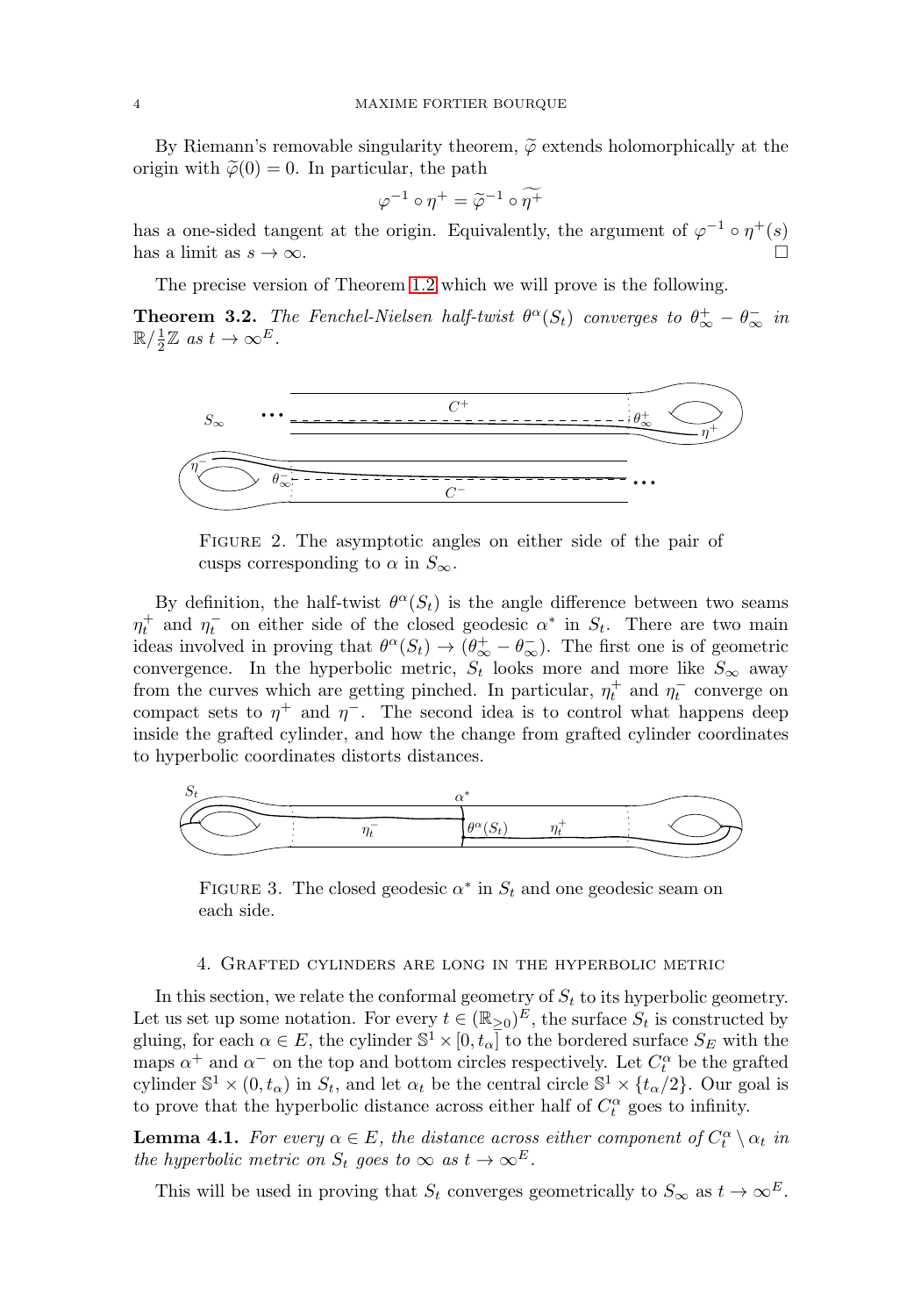By Riemann's removable singularity theorem, $\widetilde{\varphi}$ extends holomorphically at the origin with $\widetilde{\varphi}(0) = 0$. In particular, the path

$$\varphi^{-1} \circ \eta^+ = \widetilde{\varphi}^{-1} \circ \widetilde{\eta^+}$$

has a one-sided tangent at the origin. Equivalently, the argument of $\varphi^{-1} \circ \eta^+(s)$ has a limit as $s \to \infty$. $\square$

The precise version of Theorem 1.2 which we will prove is the following.

**Theorem 3.2.** *The Fenchel-Nielsen half-twist $\theta^\alpha(S_t)$ converges to $\theta^+_\infty - \theta^-_\infty$ in $\mathbb{R}/\frac{1}{2}\mathbb{Z}$ as $t \to \infty^E$.*

$S_\infty$

$C^+$

$\theta^+_\infty$

$\eta^+$

$\eta^-$

$\theta^-_\infty$

$C^-$

Figure 2. The asymptotic angles on either side of the pair of cusps corresponding to $\alpha$ in $S_\infty$.

By definition, the half-twist $\theta^\alpha(S_t)$ is the angle difference between two seams $\eta_t^+$ and $\eta_t^-$ on either side of the closed geodesic $\alpha^*$ in $S_t$. There are two main ideas involved in proving that $\theta^\alpha(S_t) \to (\theta^+_\infty - \theta^-_\infty)$. The first one is of geometric convergence. In the hyperbolic metric, $S_t$ looks more and more like $S_\infty$ away from the curves which are getting pinched. In particular, $\eta_t^+$ and $\eta_t^-$ converge on compact sets to $\eta^+$ and $\eta^-$. The second idea is to control what happens deep inside the grafted cylinder, and how the change from grafted cylinder coordinates to hyperbolic coordinates distorts distances.

$S_t$

$\alpha^*$

$\eta_t^-$

$\theta^\alpha(S_t)$

$\eta_t^+$

Figure 3. The closed geodesic $\alpha^*$ in $S_t$ and one geodesic seam on each side.

## 4. Grafted cylinders are long in the hyperbolic metric

In this section, we relate the conformal geometry of $S_t$ to its hyperbolic geometry. Let us set up some notation. For every $t \in (\mathbb{R}_{\geq 0})^E$, the surface $S_t$ is constructed by gluing, for each $\alpha \in E$, the cylinder $\mathbb{S}^1 \times [0, t_\alpha]$ to the bordered surface $S_E$ with the maps $\alpha^+$ and $\alpha^-$ on the top and bottom circles respectively. Let $C_t^\alpha$ be the grafted cylinder $\mathbb{S}^1 \times (0, t_\alpha)$ in $S_t$, and let $\alpha_t$ be the central circle $\mathbb{S}^1 \times \{t_\alpha/2\}$. Our goal is to prove that the hyperbolic distance across either half of $C_t^\alpha$ goes to infinity.

**Lemma 4.1.** *For every $\alpha \in E$, the distance across either component of $C_t^\alpha \setminus \alpha_t$ in the hyperbolic metric on $S_t$ goes to $\infty$ as $t \to \infty^E$.*

This will be used in proving that $S_t$ converges geometrically to $S_\infty$ as $t \to \infty^E$.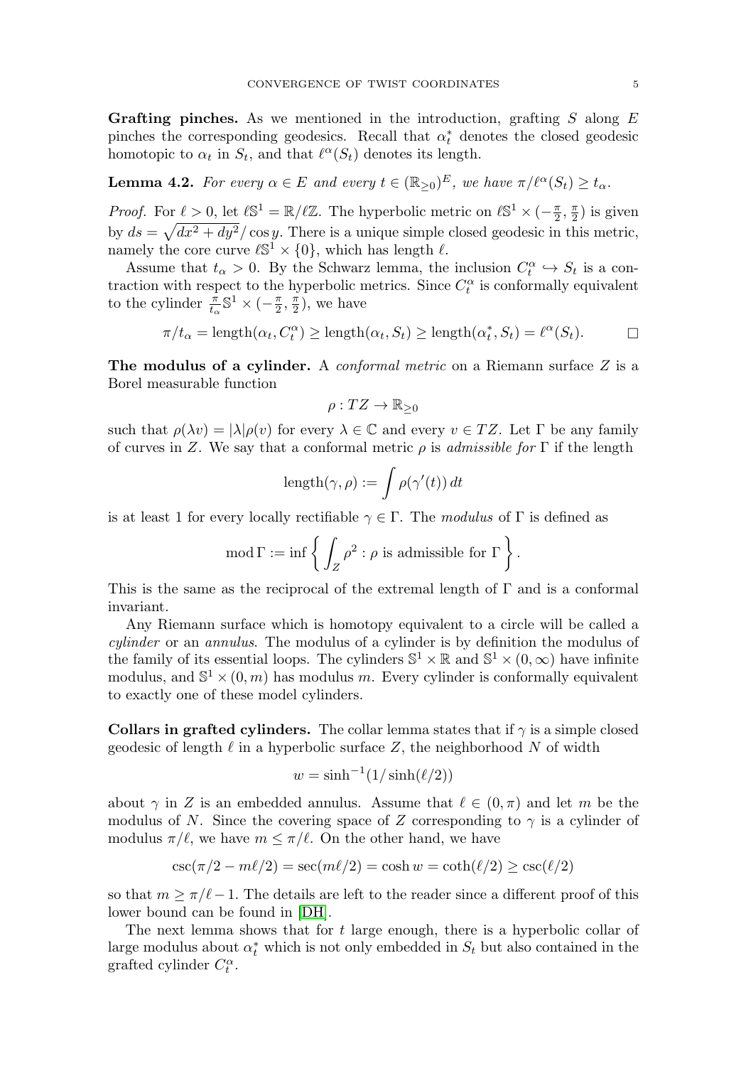**Grafting pinches.** As we mentioned in the introduction, grafting $S$ along $E$ pinches the corresponding geodesics. Recall that $\alpha_t^*$ denotes the closed geodesic homotopic to $\alpha_t$ in $S_t$, and that $\ell^\alpha(S_t)$ denotes its length.

**Lemma 4.2.** *For every $\alpha \in E$ and every $t \in (\mathbb{R}_{\geq 0})^E$, we have $\pi/\ell^\alpha(S_t) \geq t_\alpha$.*

*Proof.* For $\ell > 0$, let $\ell\mathbb{S}^1 = \mathbb{R}/\ell\mathbb{Z}$. The hyperbolic metric on $\ell\mathbb{S}^1 \times (-\frac{\pi}{2}, \frac{\pi}{2})$ is given by $ds = \sqrt{dx^2 + dy^2}/\cos y$. There is a unique simple closed geodesic in this metric, namely the core curve $\ell\mathbb{S}^1 \times \{0\}$, which has length $\ell$.

Assume that $t_\alpha > 0$. By the Schwarz lemma, the inclusion $C_t^\alpha \hookrightarrow S_t$ is a contraction with respect to the hyperbolic metrics. Since $C_t^\alpha$ is conformally equivalent to the cylinder $\frac{\pi}{t_\alpha}\mathbb{S}^1 \times (-\frac{\pi}{2}, \frac{\pi}{2})$, we have

$$\pi/t_\alpha = \text{length}(\alpha_t, C_t^\alpha) \geq \text{length}(\alpha_t, S_t) \geq \text{length}(\alpha_t^*, S_t) = \ell^\alpha(S_t). \qquad \square$$

**The modulus of a cylinder.** A *conformal metric* on a Riemann surface $Z$ is a Borel measurable function

$$\rho : TZ \to \mathbb{R}_{\geq 0}$$

such that $\rho(\lambda v) = |\lambda|\rho(v)$ for every $\lambda \in \mathbb{C}$ and every $v \in TZ$. Let $\Gamma$ be any family of curves in $Z$. We say that a conformal metric $\rho$ is *admissible for* $\Gamma$ if the length

$$\text{length}(\gamma, \rho) := \int \rho(\gamma'(t))\, dt$$

is at least 1 for every locally rectifiable $\gamma \in \Gamma$. The *modulus* of $\Gamma$ is defined as

$$\operatorname{mod} \Gamma := \inf \left\{ \int_Z \rho^2 : \rho \text{ is admissible for } \Gamma \right\}.$$

This is the same as the reciprocal of the extremal length of $\Gamma$ and is a conformal invariant.

Any Riemann surface which is homotopy equivalent to a circle will be called a *cylinder* or an *annulus*. The modulus of a cylinder is by definition the modulus of the family of its essential loops. The cylinders $\mathbb{S}^1 \times \mathbb{R}$ and $\mathbb{S}^1 \times (0, \infty)$ have infinite modulus, and $\mathbb{S}^1 \times (0, m)$ has modulus $m$. Every cylinder is conformally equivalent to exactly one of these model cylinders.

**Collars in grafted cylinders.** The collar lemma states that if $\gamma$ is a simple closed geodesic of length $\ell$ in a hyperbolic surface $Z$, the neighborhood $N$ of width

$$w = \sinh^{-1}(1/\sinh(\ell/2))$$

about $\gamma$ in $Z$ is an embedded annulus. Assume that $\ell \in (0, \pi)$ and let $m$ be the modulus of $N$. Since the covering space of $Z$ corresponding to $\gamma$ is a cylinder of modulus $\pi/\ell$, we have $m \leq \pi/\ell$. On the other hand, we have

$$\csc(\pi/2 - m\ell/2) = \sec(m\ell/2) = \cosh w = \coth(\ell/2) \geq \csc(\ell/2)$$

so that $m \geq \pi/\ell - 1$. The details are left to the reader since a different proof of this lower bound can be found in [DH].

The next lemma shows that for $t$ large enough, there is a hyperbolic collar of large modulus about $\alpha_t^*$ which is not only embedded in $S_t$ but also contained in the grafted cylinder $C_t^\alpha$.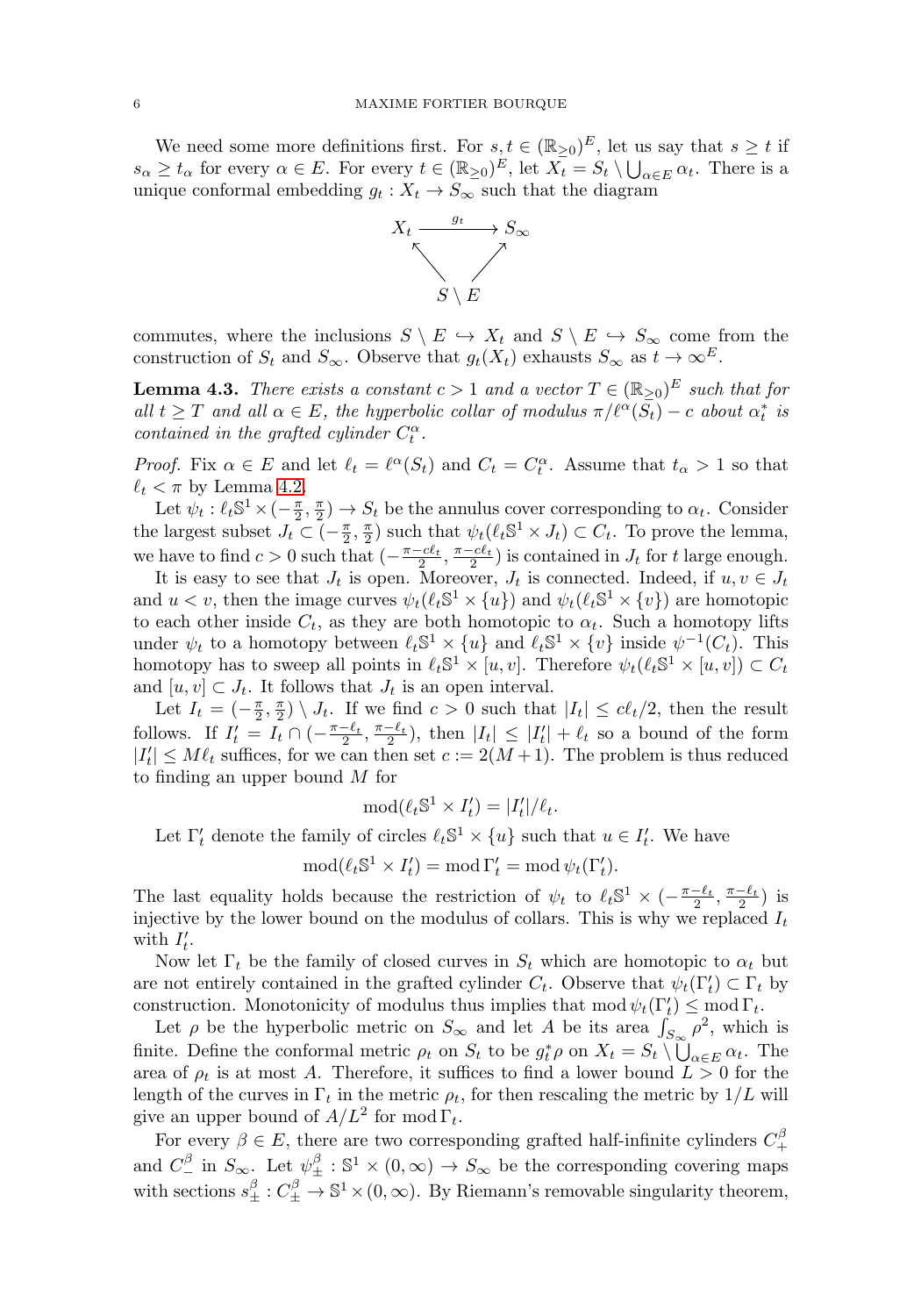We need some more definitions first. For $s,t \in (\mathbb{R}_{\geq 0})^E$, let us say that $s \geq t$ if $s_\alpha \geq t_\alpha$ for every $\alpha \in E$. For every $t \in (\mathbb{R}_{\geq 0})^E$, let $X_t = S_t \setminus \bigcup_{\alpha \in E} \alpha_t$. There is a unique conformal embedding $g_t : X_t \to S_\infty$ such that the diagram

$$\begin{array}{ccc} X_t & \xrightarrow{\;g_t\;} & S_\infty \\ & \nwarrow \quad \nearrow & \\ & S \setminus E & \end{array}$$

commutes, where the inclusions $S \setminus E \hookrightarrow X_t$ and $S \setminus E \hookrightarrow S_\infty$ come from the construction of $S_t$ and $S_\infty$. Observe that $g_t(X_t)$ exhausts $S_\infty$ as $t \to \infty^E$.

**Lemma 4.3.** *There exists a constant $c > 1$ and a vector $T \in (\mathbb{R}_{\geq 0})^E$ such that for all $t \geq T$ and all $\alpha \in E$, the hyperbolic collar of modulus $\pi/\ell^\alpha(S_t) - c$ about $\alpha_t^*$ is contained in the grafted cylinder $C_t^\alpha$.*

*Proof.* Fix $\alpha \in E$ and let $\ell_t = \ell^\alpha(S_t)$ and $C_t = C_t^\alpha$. Assume that $t_\alpha > 1$ so that $\ell_t < \pi$ by Lemma 4.2.

Let $\psi_t : \ell_t\mathbb{S}^1 \times (-\frac{\pi}{2}, \frac{\pi}{2}) \to S_t$ be the annulus cover corresponding to $\alpha_t$. Consider the largest subset $J_t \subset (-\frac{\pi}{2}, \frac{\pi}{2})$ such that $\psi_t(\ell_t\mathbb{S}^1 \times J_t) \subset C_t$. To prove the lemma, we have to find $c > 0$ such that $(-\frac{\pi - c\ell_t}{2}, \frac{\pi - c\ell_t}{2})$ is contained in $J_t$ for $t$ large enough.

It is easy to see that $J_t$ is open. Moreover, $J_t$ is connected. Indeed, if $u, v \in J_t$ and $u < v$, then the image curves $\psi_t(\ell_t\mathbb{S}^1 \times \{u\})$ and $\psi_t(\ell_t\mathbb{S}^1 \times \{v\})$ are homotopic to each other inside $C_t$, as they are both homotopic to $\alpha_t$. Such a homotopy lifts under $\psi_t$ to a homotopy between $\ell_t\mathbb{S}^1 \times \{u\}$ and $\ell_t\mathbb{S}^1 \times \{v\}$ inside $\psi^{-1}(C_t)$. This homotopy has to sweep all points in $\ell_t\mathbb{S}^1 \times [u,v]$. Therefore $\psi_t(\ell_t\mathbb{S}^1 \times [u,v]) \subset C_t$ and $[u,v] \subset J_t$. It follows that $J_t$ is an open interval.

Let $I_t = (-\frac{\pi}{2}, \frac{\pi}{2}) \setminus J_t$. If we find $c > 0$ such that $|I_t| \leq c\ell_t/2$, then the result follows. If $I_t' = I_t \cap (-\frac{\pi - \ell_t}{2}, \frac{\pi - \ell_t}{2})$, then $|I_t| \leq |I_t'| + \ell_t$ so a bound of the form $|I_t'| \leq M\ell_t$ suffices, for we can then set $c := 2(M+1)$. The problem is thus reduced to finding an upper bound $M$ for

$$\operatorname{mod}(\ell_t\mathbb{S}^1 \times I_t') = |I_t'|/\ell_t.$$

Let $\Gamma_t'$ denote the family of circles $\ell_t\mathbb{S}^1 \times \{u\}$ such that $u \in I_t'$. We have

$$\operatorname{mod}(\ell_t\mathbb{S}^1 \times I_t') = \operatorname{mod}\Gamma_t' = \operatorname{mod}\psi_t(\Gamma_t').$$

The last equality holds because the restriction of $\psi_t$ to $\ell_t\mathbb{S}^1 \times (-\frac{\pi - \ell_t}{2}, \frac{\pi - \ell_t}{2})$ is injective by the lower bound on the modulus of collars. This is why we replaced $I_t$ with $I_t'$.

Now let $\Gamma_t$ be the family of closed curves in $S_t$ which are homotopic to $\alpha_t$ but are not entirely contained in the grafted cylinder $C_t$. Observe that $\psi_t(\Gamma_t') \subset \Gamma_t$ by construction. Monotonicity of modulus thus implies that $\operatorname{mod}\psi_t(\Gamma_t') \leq \operatorname{mod}\Gamma_t$.

Let $\rho$ be the hyperbolic metric on $S_\infty$ and let $A$ be its area $\int_{S_\infty} \rho^2$, which is finite. Define the conformal metric $\rho_t$ on $S_t$ to be $g_t^*\rho$ on $X_t = S_t \setminus \bigcup_{\alpha \in E} \alpha_t$. The area of $\rho_t$ is at most $A$. Therefore, it suffices to find a lower bound $L > 0$ for the length of the curves in $\Gamma_t$ in the metric $\rho_t$, for then rescaling the metric by $1/L$ will give an upper bound of $A/L^2$ for $\operatorname{mod}\Gamma_t$.

For every $\beta \in E$, there are two corresponding grafted half-infinite cylinders $C_+^\beta$ and $C_-^\beta$ in $S_\infty$. Let $\psi_\pm^\beta : \mathbb{S}^1 \times (0,\infty) \to S_\infty$ be the corresponding covering maps with sections $s_\pm^\beta : C_\pm^\beta \to \mathbb{S}^1 \times (0,\infty)$. By Riemann's removable singularity theorem,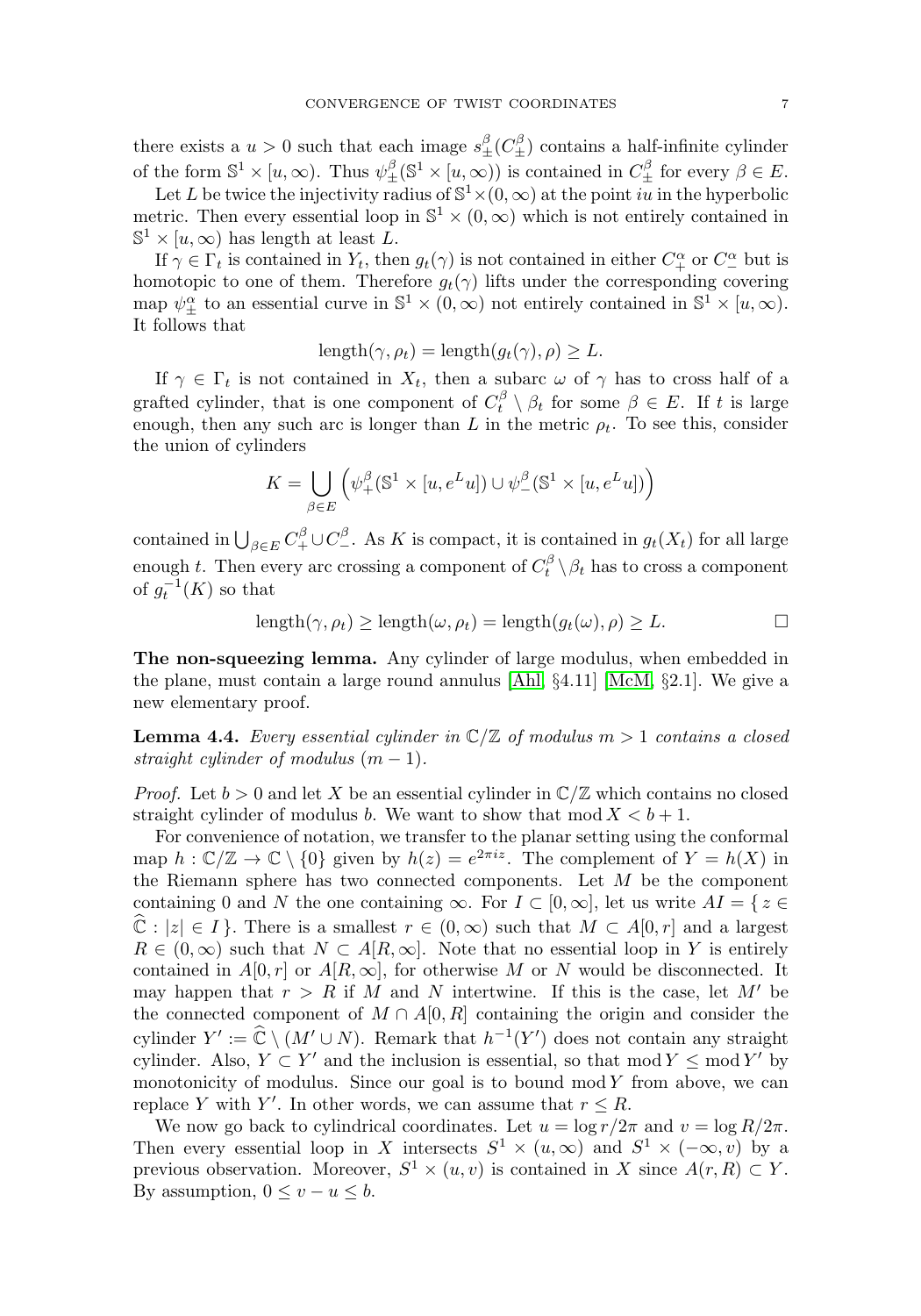there exists a $u > 0$ such that each image $s_\pm^\beta(C_\pm^\beta)$ contains a half-infinite cylinder of the form $\mathbb{S}^1 \times [u, \infty)$. Thus $\psi_\pm^\beta(\mathbb{S}^1 \times [u, \infty))$ is contained in $C_\pm^\beta$ for every $\beta \in E$.

Let $L$ be twice the injectivity radius of $\mathbb{S}^1 \times (0, \infty)$ at the point $iu$ in the hyperbolic metric. Then every essential loop in $\mathbb{S}^1 \times (0, \infty)$ which is not entirely contained in $\mathbb{S}^1 \times [u, \infty)$ has length at least $L$.

If $\gamma \in \Gamma_t$ is contained in $Y_t$, then $g_t(\gamma)$ is not contained in either $C_+^\alpha$ or $C_-^\alpha$ but is homotopic to one of them. Therefore $g_t(\gamma)$ lifts under the corresponding covering map $\psi_\pm^\alpha$ to an essential curve in $\mathbb{S}^1 \times (0, \infty)$ not entirely contained in $\mathbb{S}^1 \times [u, \infty)$. It follows that

$$\operatorname{length}(\gamma, \rho_t) = \operatorname{length}(g_t(\gamma), \rho) \geq L.$$

If $\gamma \in \Gamma_t$ is not contained in $X_t$, then a subarc $\omega$ of $\gamma$ has to cross half of a grafted cylinder, that is one component of $C_t^\beta \setminus \beta_t$ for some $\beta \in E$. If $t$ is large enough, then any such arc is longer than $L$ in the metric $\rho_t$. To see this, consider the union of cylinders

$$K = \bigcup_{\beta \in E} \left( \psi_+^\beta(\mathbb{S}^1 \times [u, e^L u]) \cup \psi_-^\beta(\mathbb{S}^1 \times [u, e^L u]) \right)$$

contained in $\bigcup_{\beta \in E} C_+^\beta \cup C_-^\beta$. As $K$ is compact, it is contained in $g_t(X_t)$ for all large enough $t$. Then every arc crossing a component of $C_t^\beta \setminus \beta_t$ has to cross a component of $g_t^{-1}(K)$ so that

$$\operatorname{length}(\gamma, \rho_t) \geq \operatorname{length}(\omega, \rho_t) = \operatorname{length}(g_t(\omega), \rho) \geq L. \qquad \square$$

**The non-squeezing lemma.** Any cylinder of large modulus, when embedded in the plane, must contain a large round annulus [Ahl, §4.11] [McM, §2.1]. We give a new elementary proof.

**Lemma 4.4.** *Every essential cylinder in $\mathbb{C}/\mathbb{Z}$ of modulus $m > 1$ contains a closed straight cylinder of modulus $(m - 1)$.*

*Proof.* Let $b > 0$ and let $X$ be an essential cylinder in $\mathbb{C}/\mathbb{Z}$ which contains no closed straight cylinder of modulus $b$. We want to show that $\operatorname{mod} X < b + 1$.

For convenience of notation, we transfer to the planar setting using the conformal map $h : \mathbb{C}/\mathbb{Z} \to \mathbb{C} \setminus \{0\}$ given by $h(z) = e^{2\pi i z}$. The complement of $Y = h(X)$ in the Riemann sphere has two connected components. Let $M$ be the component containing 0 and $N$ the one containing $\infty$. For $I \subset [0, \infty]$, let us write $AI = \{ z \in \widehat{\mathbb{C}} : |z| \in I \}$. There is a smallest $r \in (0, \infty)$ such that $M \subset A[0, r]$ and a largest $R \in (0, \infty)$ such that $N \subset A[R, \infty]$. Note that no essential loop in $Y$ is entirely contained in $A[0, r]$ or $A[R, \infty]$, for otherwise $M$ or $N$ would be disconnected. It may happen that $r > R$ if $M$ and $N$ intertwine. If this is the case, let $M'$ be the connected component of $M \cap A[0, R]$ containing the origin and consider the cylinder $Y' := \widehat{\mathbb{C}} \setminus (M' \cup N)$. Remark that $h^{-1}(Y')$ does not contain any straight cylinder. Also, $Y \subset Y'$ and the inclusion is essential, so that $\operatorname{mod} Y \leq \operatorname{mod} Y'$ by monotonicity of modulus. Since our goal is to bound $\operatorname{mod} Y$ from above, we can replace $Y$ with $Y'$. In other words, we can assume that $r \leq R$.

We now go back to cylindrical coordinates. Let $u = \log r / 2\pi$ and $v = \log R / 2\pi$. Then every essential loop in $X$ intersects $S^1 \times (u, \infty)$ and $S^1 \times (-\infty, v)$ by a previous observation. Moreover, $S^1 \times (u, v)$ is contained in $X$ since $A(r, R) \subset Y$. By assumption, $0 \leq v - u \leq b$.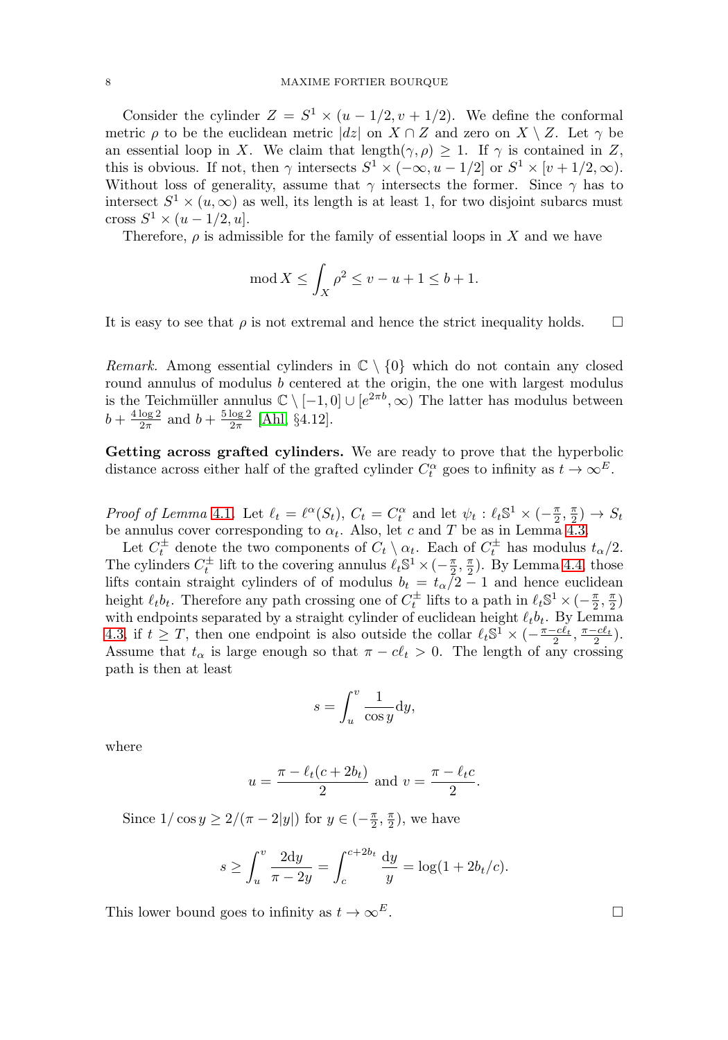Consider the cylinder $Z = S^1 \times (u - 1/2, v + 1/2)$. We define the conformal metric $\rho$ to be the euclidean metric $|dz|$ on $X \cap Z$ and zero on $X \setminus Z$. Let $\gamma$ be an essential loop in $X$. We claim that length$(\gamma, \rho) \geq 1$. If $\gamma$ is contained in $Z$, this is obvious. If not, then $\gamma$ intersects $S^1 \times (-\infty, u - 1/2]$ or $S^1 \times [v + 1/2, \infty)$. Without loss of generality, assume that $\gamma$ intersects the former. Since $\gamma$ has to intersect $S^1 \times (u, \infty)$ as well, its length is at least 1, for two disjoint subarcs must cross $S^1 \times (u - 1/2, u]$.

Therefore, $\rho$ is admissible for the family of essential loops in $X$ and we have

$$\operatorname{mod} X \leq \int_X \rho^2 \leq v - u + 1 \leq b + 1.$$

It is easy to see that $\rho$ is not extremal and hence the strict inequality holds. □

*Remark.* Among essential cylinders in $\mathbb{C} \setminus \{0\}$ which do not contain any closed round annulus of modulus $b$ centered at the origin, the one with largest modulus is the Teichmüller annulus $\mathbb{C} \setminus [-1, 0] \cup [e^{2\pi b}, \infty)$ The latter has modulus between $b + \frac{4 \log 2}{2\pi}$ and $b + \frac{5 \log 2}{2\pi}$ [Ahl, §4.12].

**Getting across grafted cylinders.** We are ready to prove that the hyperbolic distance across either half of the grafted cylinder $C_t^\alpha$ goes to infinity as $t \to \infty^E$.

*Proof of Lemma 4.1.* Let $\ell_t = \ell^\alpha(S_t)$, $C_t = C_t^\alpha$ and let $\psi_t : \ell_t \mathbb{S}^1 \times (-\frac{\pi}{2}, \frac{\pi}{2}) \to S_t$ be annulus cover corresponding to $\alpha_t$. Also, let $c$ and $T$ be as in Lemma 4.3.

Let $C_t^\pm$ denote the two components of $C_t \setminus \alpha_t$. Each of $C_t^\pm$ has modulus $t_\alpha/2$. The cylinders $C_t^\pm$ lift to the covering annulus $\ell_t \mathbb{S}^1 \times (-\frac{\pi}{2}, \frac{\pi}{2})$. By Lemma 4.4, those lifts contain straight cylinders of of modulus $b_t = t_\alpha/2 - 1$ and hence euclidean height $\ell_t b_t$. Therefore any path crossing one of $C_t^\pm$ lifts to a path in $\ell_t \mathbb{S}^1 \times (-\frac{\pi}{2}, \frac{\pi}{2})$ with endpoints separated by a straight cylinder of euclidean height $\ell_t b_t$. By Lemma 4.3, if $t \geq T$, then one endpoint is also outside the collar $\ell_t \mathbb{S}^1 \times (-\frac{\pi - c\ell_t}{2}, \frac{\pi - c\ell_t}{2})$. Assume that $t_\alpha$ is large enough so that $\pi - c\ell_t > 0$. The length of any crossing path is then at least

$$s = \int_u^v \frac{1}{\cos y} \mathrm{d}y,$$

where

$$u = \frac{\pi - \ell_t(c + 2b_t)}{2} \text{ and } v = \frac{\pi - \ell_t c}{2}.$$

Since $1/\cos y \geq 2/(\pi - 2|y|)$ for $y \in (-\frac{\pi}{2}, \frac{\pi}{2})$, we have

$$s \geq \int_u^v \frac{2\mathrm{d}y}{\pi - 2y} = \int_c^{c+2b_t} \frac{\mathrm{d}y}{y} = \log(1 + 2b_t/c).$$

This lower bound goes to infinity as $t \to \infty^E$. □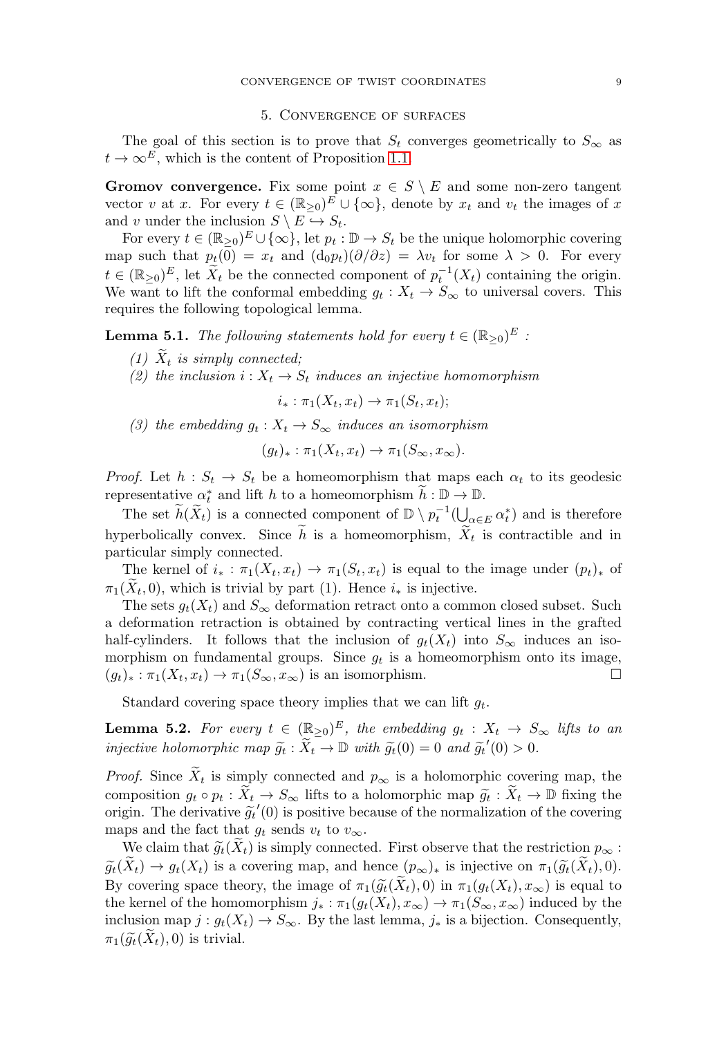## 5. Convergence of surfaces

The goal of this section is to prove that $S_t$ converges geometrically to $S_\infty$ as $t \to \infty^E$, which is the content of Proposition 1.1.

**Gromov convergence.** Fix some point $x \in S \setminus E$ and some non-zero tangent vector $v$ at $x$. For every $t \in (\mathbb{R}_{\geq 0})^E \cup \{\infty\}$, denote by $x_t$ and $v_t$ the images of $x$ and $v$ under the inclusion $S \setminus E \hookrightarrow S_t$.

For every $t \in (\mathbb{R}_{\geq 0})^E \cup \{\infty\}$, let $p_t : \mathbb{D} \to S_t$ be the unique holomorphic covering map such that $p_t(0) = x_t$ and $(\mathrm{d}_0 p_t)(\partial/\partial z) = \lambda v_t$ for some $\lambda > 0$. For every $t \in (\mathbb{R}_{\geq 0})^E$, let $\widetilde{X}_t$ be the connected component of $p_t^{-1}(X_t)$ containing the origin. We want to lift the conformal embedding $g_t : X_t \to S_\infty$ to universal covers. This requires the following topological lemma.

**Lemma 5.1.** *The following statements hold for every $t \in (\mathbb{R}_{\geq 0})^E$ :*

*(1) $\widetilde{X}_t$ is simply connected;*

*(2) the inclusion $i : X_t \to S_t$ induces an injective homomorphism*

$$i_* : \pi_1(X_t, x_t) \to \pi_1(S_t, x_t);$$

*(3) the embedding $g_t : X_t \to S_\infty$ induces an isomorphism*

$$(g_t)_* : \pi_1(X_t, x_t) \to \pi_1(S_\infty, x_\infty).$$

*Proof.* Let $h : S_t \to S_t$ be a homeomorphism that maps each $\alpha_t$ to its geodesic representative $\alpha_t^*$ and lift $h$ to a homeomorphism $\widetilde{h} : \mathbb{D} \to \mathbb{D}$.

The set $\widetilde{h}(\widetilde{X}_t)$ is a connected component of $\mathbb{D} \setminus p_t^{-1}(\bigcup_{\alpha \in E} \alpha_t^*)$ and is therefore hyperbolically convex. Since $\widetilde{h}$ is a homeomorphism, $\widetilde{X}_t$ is contractible and in particular simply connected.

The kernel of $i_* : \pi_1(X_t, x_t) \to \pi_1(S_t, x_t)$ is equal to the image under $(p_t)_*$ of $\pi_1(\widetilde{X}_t, 0)$, which is trivial by part (1). Hence $i_*$ is injective.

The sets $g_t(X_t)$ and $S_\infty$ deformation retract onto a common closed subset. Such a deformation retraction is obtained by contracting vertical lines in the grafted half-cylinders. It follows that the inclusion of $g_t(X_t)$ into $S_\infty$ induces an isomorphism on fundamental groups. Since $g_t$ is a homeomorphism onto its image, $(g_t)_* : \pi_1(X_t, x_t) \to \pi_1(S_\infty, x_\infty)$ is an isomorphism. $\square$

Standard covering space theory implies that we can lift $g_t$.

**Lemma 5.2.** *For every $t \in (\mathbb{R}_{\geq 0})^E$, the embedding $g_t : X_t \to S_\infty$ lifts to an injective holomorphic map $\widetilde{g}_t : \widetilde{X}_t \to \mathbb{D}$ with $\widetilde{g}_t(0) = 0$ and $\widetilde{g}_t{}'(0) > 0$.*

*Proof.* Since $\widetilde{X}_t$ is simply connected and $p_\infty$ is a holomorphic covering map, the composition $g_t \circ p_t : \widetilde{X}_t \to S_\infty$ lifts to a holomorphic map $\widetilde{g}_t : \widetilde{X}_t \to \mathbb{D}$ fixing the origin. The derivative $\widetilde{g}_t{}'(0)$ is positive because of the normalization of the covering maps and the fact that $g_t$ sends $v_t$ to $v_\infty$.

We claim that $\widetilde{g}_t(\widetilde{X}_t)$ is simply connected. First observe that the restriction $p_\infty : \widetilde{g}_t(\widetilde{X}_t) \to g_t(X_t)$ is a covering map, and hence $(p_\infty)_*$ is injective on $\pi_1(\widetilde{g}_t(\widetilde{X}_t), 0)$. By covering space theory, the image of $\pi_1(\widetilde{g}_t(\widetilde{X}_t), 0)$ in $\pi_1(g_t(X_t), x_\infty)$ is equal to the kernel of the homomorphism $j_* : \pi_1(g_t(X_t), x_\infty) \to \pi_1(S_\infty, x_\infty)$ induced by the inclusion map $j : g_t(X_t) \to S_\infty$. By the last lemma, $j_*$ is a bijection. Consequently, $\pi_1(\widetilde{g}_t(\widetilde{X}_t), 0)$ is trivial.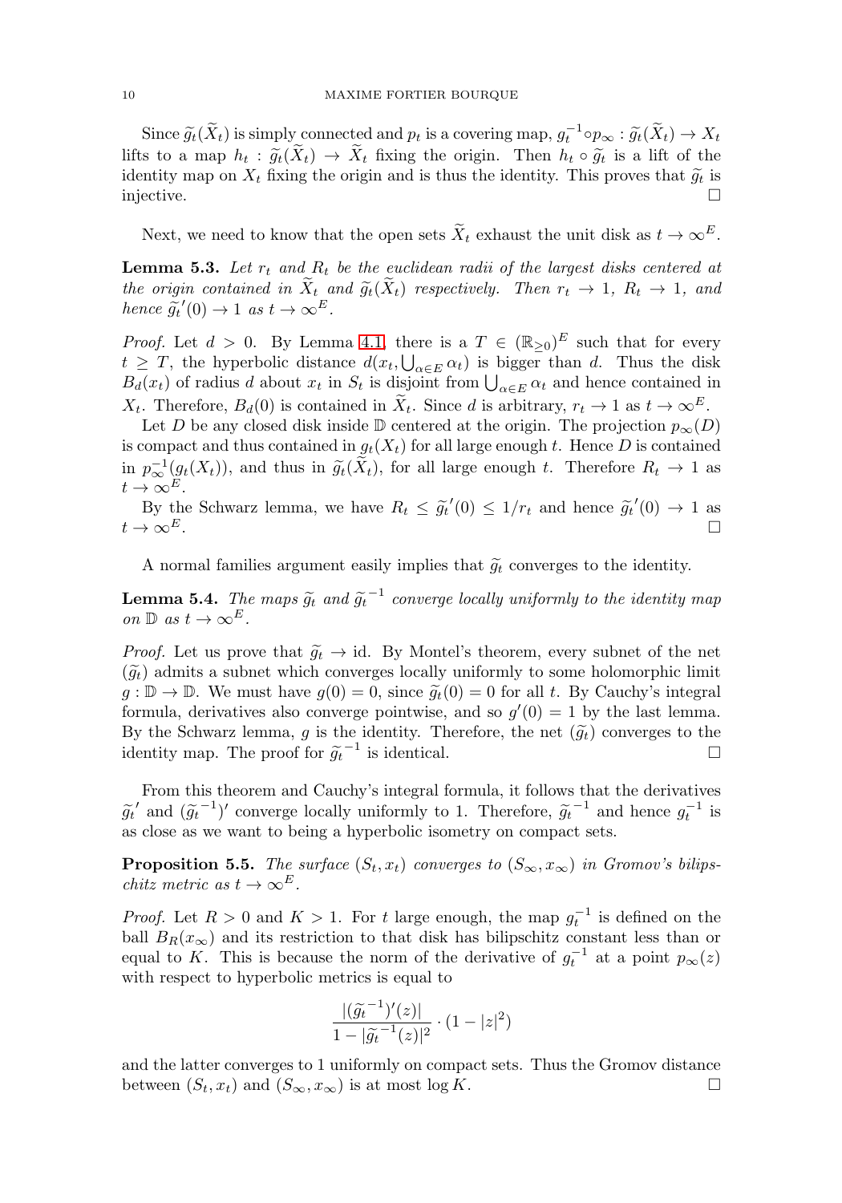Since $\widetilde{g}_t(\widetilde{X}_t)$ is simply connected and $p_t$ is a covering map, $g_t^{-1} \circ p_\infty : \widetilde{g}_t(\widetilde{X}_t) \to X_t$ lifts to a map $h_t : \widetilde{g}_t(\widetilde{X}_t) \to \widetilde{X}_t$ fixing the origin. Then $h_t \circ \widetilde{g}_t$ is a lift of the identity map on $X_t$ fixing the origin and is thus the identity. This proves that $\widetilde{g}_t$ is injective. □

Next, we need to know that the open sets $\widetilde{X}_t$ exhaust the unit disk as $t \to \infty^E$.

**Lemma 5.3.** *Let $r_t$ and $R_t$ be the euclidean radii of the largest disks centered at the origin contained in $\widetilde{X}_t$ and $\widetilde{g}_t(\widetilde{X}_t)$ respectively. Then $r_t \to 1$, $R_t \to 1$, and hence $\widetilde{g}_t{}'(0) \to 1$ as $t \to \infty^E$.*

*Proof.* Let $d > 0$. By Lemma 4.1, there is a $T \in (\mathbb{R}_{\geq 0})^E$ such that for every $t \geq T$, the hyperbolic distance $d(x_t, \bigcup_{\alpha \in E} \alpha_t)$ is bigger than $d$. Thus the disk $B_d(x_t)$ of radius $d$ about $x_t$ in $S_t$ is disjoint from $\bigcup_{\alpha \in E} \alpha_t$ and hence contained in $X_t$. Therefore, $B_d(0)$ is contained in $\widetilde{X}_t$. Since $d$ is arbitrary, $r_t \to 1$ as $t \to \infty^E$.

Let $D$ be any closed disk inside $\mathbb{D}$ centered at the origin. The projection $p_\infty(D)$ is compact and thus contained in $g_t(X_t)$ for all large enough $t$. Hence $D$ is contained in $p_\infty^{-1}(g_t(X_t))$, and thus in $\widetilde{g}_t(\widetilde{X}_t)$, for all large enough $t$. Therefore $R_t \to 1$ as $t \to \infty^E$.

By the Schwarz lemma, we have $R_t \leq \widetilde{g}_t{}'(0) \leq 1/r_t$ and hence $\widetilde{g}_t{}'(0) \to 1$ as $t \to \infty^E$. □

A normal families argument easily implies that $\widetilde{g}_t$ converges to the identity.

**Lemma 5.4.** *The maps $\widetilde{g}_t$ and $\widetilde{g}_t{}^{-1}$ converge locally uniformly to the identity map on $\mathbb{D}$ as $t \to \infty^E$.*

*Proof.* Let us prove that $\widetilde{g}_t \to \mathrm{id}$. By Montel's theorem, every subnet of the net $(\widetilde{g}_t)$ admits a subnet which converges locally uniformly to some holomorphic limit $g : \mathbb{D} \to \mathbb{D}$. We must have $g(0) = 0$, since $\widetilde{g}_t(0) = 0$ for all $t$. By Cauchy's integral formula, derivatives also converge pointwise, and so $g'(0) = 1$ by the last lemma. By the Schwarz lemma, $g$ is the identity. Therefore, the net $(\widetilde{g}_t)$ converges to the identity map. The proof for $\widetilde{g}_t{}^{-1}$ is identical. □

From this theorem and Cauchy's integral formula, it follows that the derivatives $\widetilde{g}_t{}'$ and $(\widetilde{g}_t{}^{-1})'$ converge locally uniformly to 1. Therefore, $\widetilde{g}_t{}^{-1}$ and hence $g_t^{-1}$ is as close as we want to being a hyperbolic isometry on compact sets.

**Proposition 5.5.** *The surface $(S_t, x_t)$ converges to $(S_\infty, x_\infty)$ in Gromov's bilipschitz metric as $t \to \infty^E$.*

*Proof.* Let $R > 0$ and $K > 1$. For $t$ large enough, the map $g_t^{-1}$ is defined on the ball $B_R(x_\infty)$ and its restriction to that disk has bilipschitz constant less than or equal to $K$. This is because the norm of the derivative of $g_t^{-1}$ at a point $p_\infty(z)$ with respect to hyperbolic metrics is equal to

$$\frac{|(\widetilde{g}_t{}^{-1})'(z)|}{1 - |\widetilde{g}_t{}^{-1}(z)|^2} \cdot (1 - |z|^2)$$

and the latter converges to 1 uniformly on compact sets. Thus the Gromov distance between $(S_t, x_t)$ and $(S_\infty, x_\infty)$ is at most $\log K$. □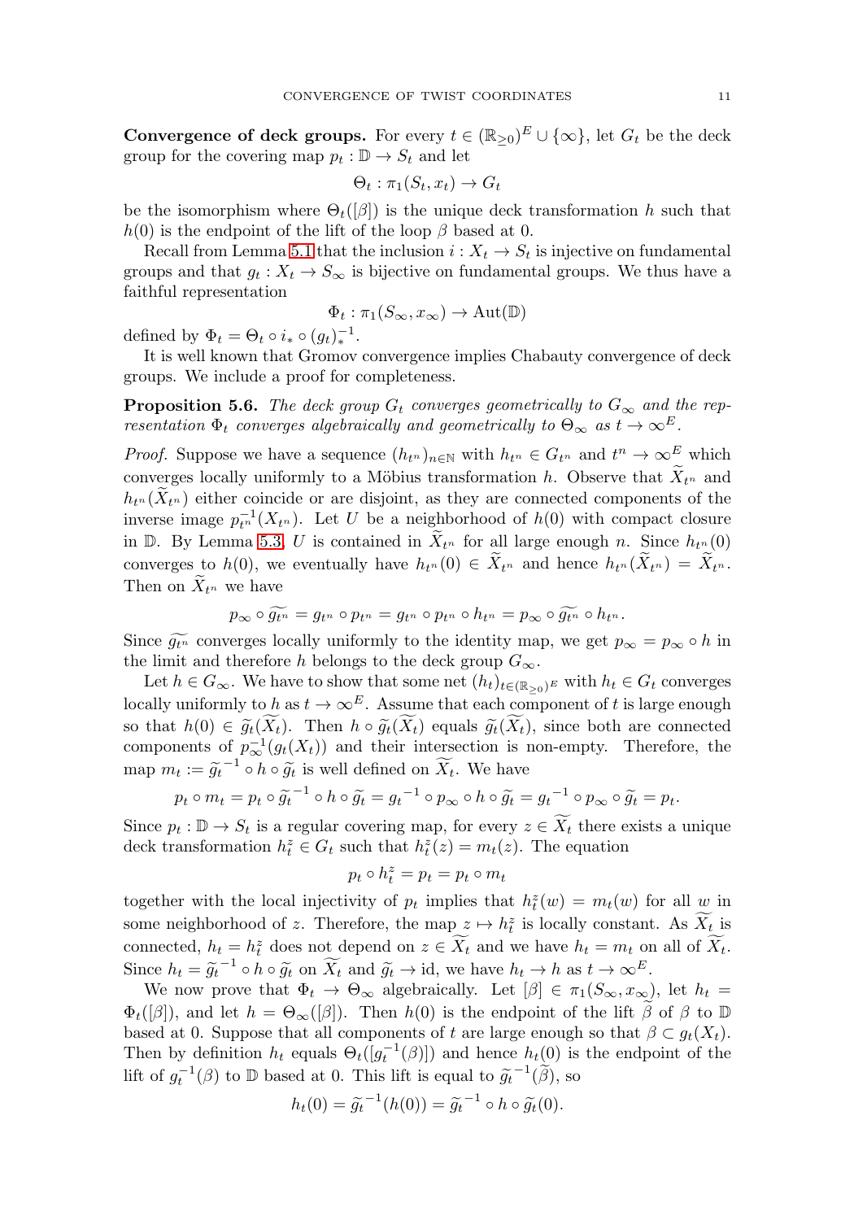**Convergence of deck groups.** For every $t \in (\mathbb{R}_{\geq 0})^E \cup \{\infty\}$, let $G_t$ be the deck group for the covering map $p_t : \mathbb{D} \to S_t$ and let

$$\Theta_t : \pi_1(S_t, x_t) \to G_t$$

be the isomorphism where $\Theta_t([\beta])$ is the unique deck transformation $h$ such that $h(0)$ is the endpoint of the lift of the loop $\beta$ based at 0.

Recall from Lemma 5.1 that the inclusion $i : X_t \to S_t$ is injective on fundamental groups and that $g_t : X_t \to S_\infty$ is bijective on fundamental groups. We thus have a faithful representation

$$\Phi_t : \pi_1(S_\infty, x_\infty) \to \mathrm{Aut}(\mathbb{D})$$

defined by $\Phi_t = \Theta_t \circ i_* \circ (g_t)_*^{-1}$.

It is well known that Gromov convergence implies Chabauty convergence of deck groups. We include a proof for completeness.

**Proposition 5.6.** *The deck group $G_t$ converges geometrically to $G_\infty$ and the representation $\Phi_t$ converges algebraically and geometrically to $\Theta_\infty$ as $t \to \infty^E$.*

*Proof.* Suppose we have a sequence $(h_{t^n})_{n \in \mathbb{N}}$ with $h_{t^n} \in G_{t^n}$ and $t^n \to \infty^E$ which converges locally uniformly to a Möbius transformation $h$. Observe that $\widetilde{X}_{t^n}$ and $h_{t^n}(\widetilde{X}_{t^n})$ either coincide or are disjoint, as they are connected components of the inverse image $p_{t^n}^{-1}(X_{t^n})$. Let $U$ be a neighborhood of $h(0)$ with compact closure in $\mathbb{D}$. By Lemma 5.3, $U$ is contained in $\widetilde{X}_{t^n}$ for all large enough $n$. Since $h_{t^n}(0)$ converges to $h(0)$, we eventually have $h_{t^n}(0) \in \widetilde{X}_{t^n}$ and hence $h_{t^n}(\widetilde{X}_{t^n}) = \widetilde{X}_{t^n}$. Then on $\widetilde{X}_{t^n}$ we have

$$p_\infty \circ \widetilde{g_{t^n}} = g_{t^n} \circ p_{t^n} = g_{t^n} \circ p_{t^n} \circ h_{t^n} = p_\infty \circ \widetilde{g_{t^n}} \circ h_{t^n}.$$

Since $\widetilde{g_{t^n}}$ converges locally uniformly to the identity map, we get $p_\infty = p_\infty \circ h$ in the limit and therefore $h$ belongs to the deck group $G_\infty$.

Let $h \in G_\infty$. We have to show that some net $(h_t)_{t \in (\mathbb{R}_{\geq 0})^E}$ with $h_t \in G_t$ converges locally uniformly to $h$ as $t \to \infty^E$. Assume that each component of $t$ is large enough so that $h(0) \in \widetilde{g}_t(\widetilde{X}_t)$. Then $h \circ \widetilde{g}_t(\widetilde{X}_t)$ equals $\widetilde{g}_t(\widetilde{X}_t)$, since both are connected components of $p_\infty^{-1}(g_t(X_t))$ and their intersection is non-empty. Therefore, the map $m_t := \widetilde{g}_t^{-1} \circ h \circ \widetilde{g}_t$ is well defined on $\widetilde{X}_t$. We have

$$p_t \circ m_t = p_t \circ \widetilde{g}_t^{-1} \circ h \circ \widetilde{g}_t = g_t^{-1} \circ p_\infty \circ h \circ \widetilde{g}_t = g_t^{-1} \circ p_\infty \circ \widetilde{g}_t = p_t.$$

Since $p_t : \mathbb{D} \to S_t$ is a regular covering map, for every $z \in \widetilde{X}_t$ there exists a unique deck transformation $h_t^z \in G_t$ such that $h_t^z(z) = m_t(z)$. The equation

$$p_t \circ h_t^z = p_t = p_t \circ m_t$$

together with the local injectivity of $p_t$ implies that $h_t^z(w) = m_t(w)$ for all $w$ in some neighborhood of $z$. Therefore, the map $z \mapsto h_t^z$ is locally constant. As $\widetilde{X}_t$ is connected, $h_t = h_t^z$ does not depend on $z \in \widetilde{X}_t$ and we have $h_t = m_t$ on all of $\widetilde{X}_t$. Since $h_t = \widetilde{g}_t^{-1} \circ h \circ \widetilde{g}_t$ on $\widetilde{X}_t$ and $\widetilde{g}_t \to \mathrm{id}$, we have $h_t \to h$ as $t \to \infty^E$.

We now prove that $\Phi_t \to \Theta_\infty$ algebraically. Let $[\beta] \in \pi_1(S_\infty, x_\infty)$, let $h_t = \Phi_t([\beta])$, and let $h = \Theta_\infty([\beta])$. Then $h(0)$ is the endpoint of the lift $\widetilde{\beta}$ of $\beta$ to $\mathbb{D}$ based at 0. Suppose that all components of $t$ are large enough so that $\beta \subset g_t(X_t)$. Then by definition $h_t$ equals $\Theta_t([g_t^{-1}(\beta)])$ and hence $h_t(0)$ is the endpoint of the lift of $g_t^{-1}(\beta)$ to $\mathbb{D}$ based at 0. This lift is equal to $\widetilde{g}_t^{-1}(\widetilde{\beta})$, so

$$h_t(0) = \widetilde{g}_t^{-1}(h(0)) = \widetilde{g}_t^{-1} \circ h \circ \widetilde{g}_t(0).$$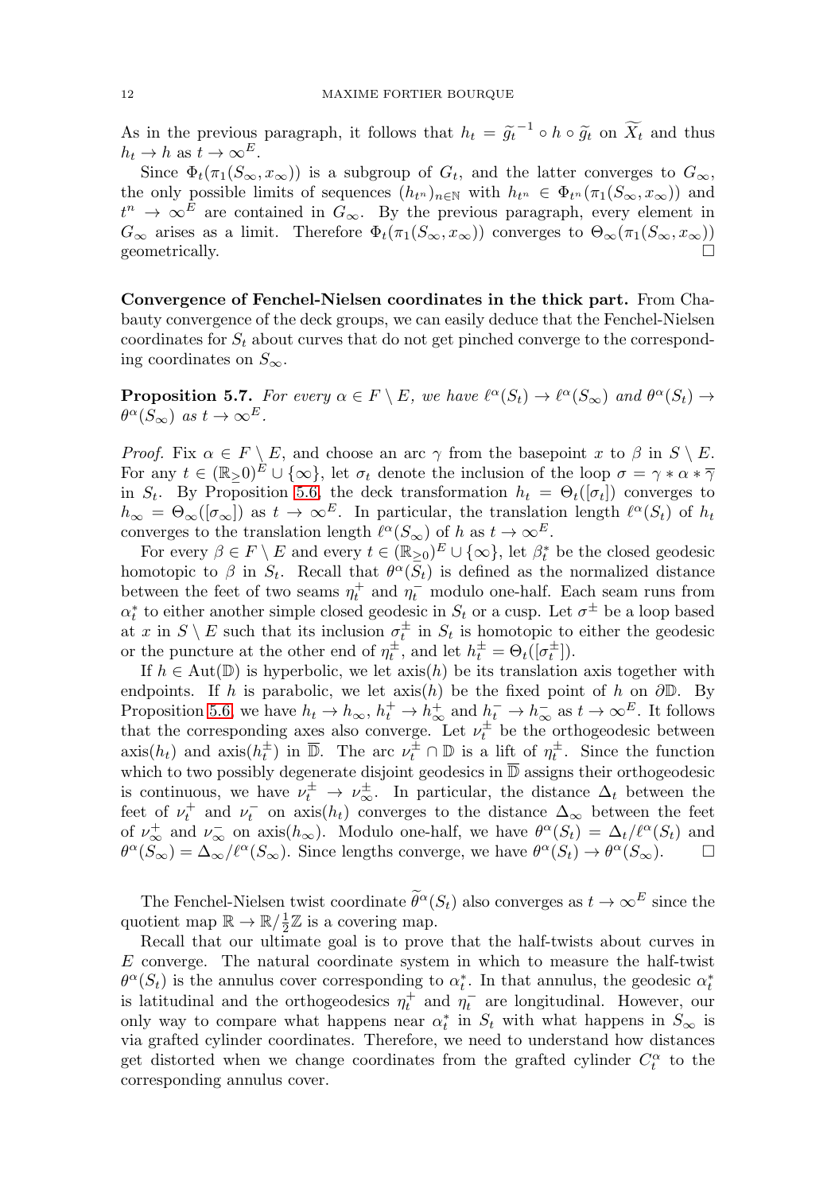As in the previous paragraph, it follows that $h_t = \widetilde{g}_t^{-1} \circ h \circ \widetilde{g}_t$ on $\widetilde{X}_t$ and thus $h_t \to h$ as $t \to \infty^E$.

Since $\Phi_t(\pi_1(S_\infty, x_\infty))$ is a subgroup of $G_t$, and the latter converges to $G_\infty$, the only possible limits of sequences $(h_{t^n})_{n\in\mathbb{N}}$ with $h_{t^n} \in \Phi_{t^n}(\pi_1(S_\infty, x_\infty))$ and $t^n \to \infty^E$ are contained in $G_\infty$. By the previous paragraph, every element in $G_\infty$ arises as a limit. Therefore $\Phi_t(\pi_1(S_\infty, x_\infty))$ converges to $\Theta_\infty(\pi_1(S_\infty, x_\infty))$ geometrically. □

**Convergence of Fenchel-Nielsen coordinates in the thick part.** From Chabauty convergence of the deck groups, we can easily deduce that the Fenchel-Nielsen coordinates for $S_t$ about curves that do not get pinched converge to the corresponding coordinates on $S_\infty$.

**Proposition 5.7.** *For every $\alpha \in F \setminus E$, we have $\ell^\alpha(S_t) \to \ell^\alpha(S_\infty)$ and $\theta^\alpha(S_t) \to \theta^\alpha(S_\infty)$ as $t \to \infty^E$.*

*Proof.* Fix $\alpha \in F \setminus E$, and choose an arc $\gamma$ from the basepoint $x$ to $\beta$ in $S \setminus E$. For any $t \in (\mathbb{R}_{\geq}0)^E \cup \{\infty\}$, let $\sigma_t$ denote the inclusion of the loop $\sigma = \gamma * \alpha * \overline{\gamma}$ in $S_t$. By Proposition 5.6, the deck transformation $h_t = \Theta_t([\sigma_t])$ converges to $h_\infty = \Theta_\infty([\sigma_\infty])$ as $t \to \infty^E$. In particular, the translation length $\ell^\alpha(S_t)$ of $h_t$ converges to the translation length $\ell^\alpha(S_\infty)$ of $h$ as $t \to \infty^E$.

For every $\beta \in F \setminus E$ and every $t \in (\mathbb{R}_{\geq 0})^E \cup \{\infty\}$, let $\beta_t^*$ be the closed geodesic homotopic to $\beta$ in $S_t$. Recall that $\theta^\alpha(S_t)$ is defined as the normalized distance between the feet of two seams $\eta_t^+$ and $\eta_t^-$ modulo one-half. Each seam runs from $\alpha_t^*$ to either another simple closed geodesic in $S_t$ or a cusp. Let $\sigma^\pm$ be a loop based at $x$ in $S \setminus E$ such that its inclusion $\sigma_t^\pm$ in $S_t$ is homotopic to either the geodesic or the puncture at the other end of $\eta_t^\pm$, and let $h_t^\pm = \Theta_t([\sigma_t^\pm])$.

If $h \in \operatorname{Aut}(\mathbb{D})$ is hyperbolic, we let $\operatorname{axis}(h)$ be its translation axis together with endpoints. If $h$ is parabolic, we let $\operatorname{axis}(h)$ be the fixed point of $h$ on $\partial\mathbb{D}$. By Proposition 5.6, we have $h_t \to h_\infty$, $h_t^+ \to h_\infty^+$ and $h_t^- \to h_\infty^-$ as $t \to \infty^E$. It follows that the corresponding axes also converge. Let $\nu_t^\pm$ be the orthogeodesic between $\operatorname{axis}(h_t)$ and $\operatorname{axis}(h_t^\pm)$ in $\overline{\mathbb{D}}$. The arc $\nu_t^\pm \cap \mathbb{D}$ is a lift of $\eta_t^\pm$. Since the function which to two possibly degenerate disjoint geodesics in $\overline{\mathbb{D}}$ assigns their orthogeodesic is continuous, we have $\nu_t^\pm \to \nu_\infty^\pm$. In particular, the distance $\Delta_t$ between the feet of $\nu_t^+$ and $\nu_t^-$ on $\operatorname{axis}(h_t)$ converges to the distance $\Delta_\infty$ between the feet of $\nu_\infty^+$ and $\nu_\infty^-$ on $\operatorname{axis}(h_\infty)$. Modulo one-half, we have $\theta^\alpha(S_t) = \Delta_t/\ell^\alpha(S_t)$ and $\theta^\alpha(S_\infty) = \Delta_\infty/\ell^\alpha(S_\infty)$. Since lengths converge, we have $\theta^\alpha(S_t) \to \theta^\alpha(S_\infty)$. □

The Fenchel-Nielsen twist coordinate $\widetilde{\theta}^\alpha(S_t)$ also converges as $t \to \infty^E$ since the quotient map $\mathbb{R} \to \mathbb{R}/\frac{1}{2}\mathbb{Z}$ is a covering map.

Recall that our ultimate goal is to prove that the half-twists about curves in $E$ converge. The natural coordinate system in which to measure the half-twist $\theta^\alpha(S_t)$ is the annulus cover corresponding to $\alpha_t^*$. In that annulus, the geodesic $\alpha_t^*$ is latitudinal and the orthogeodesics $\eta_t^+$ and $\eta_t^-$ are longitudinal. However, our only way to compare what happens near $\alpha_t^*$ in $S_t$ with what happens in $S_\infty$ is via grafted cylinder coordinates. Therefore, we need to understand how distances get distorted when we change coordinates from the grafted cylinder $C_t^\alpha$ to the corresponding annulus cover.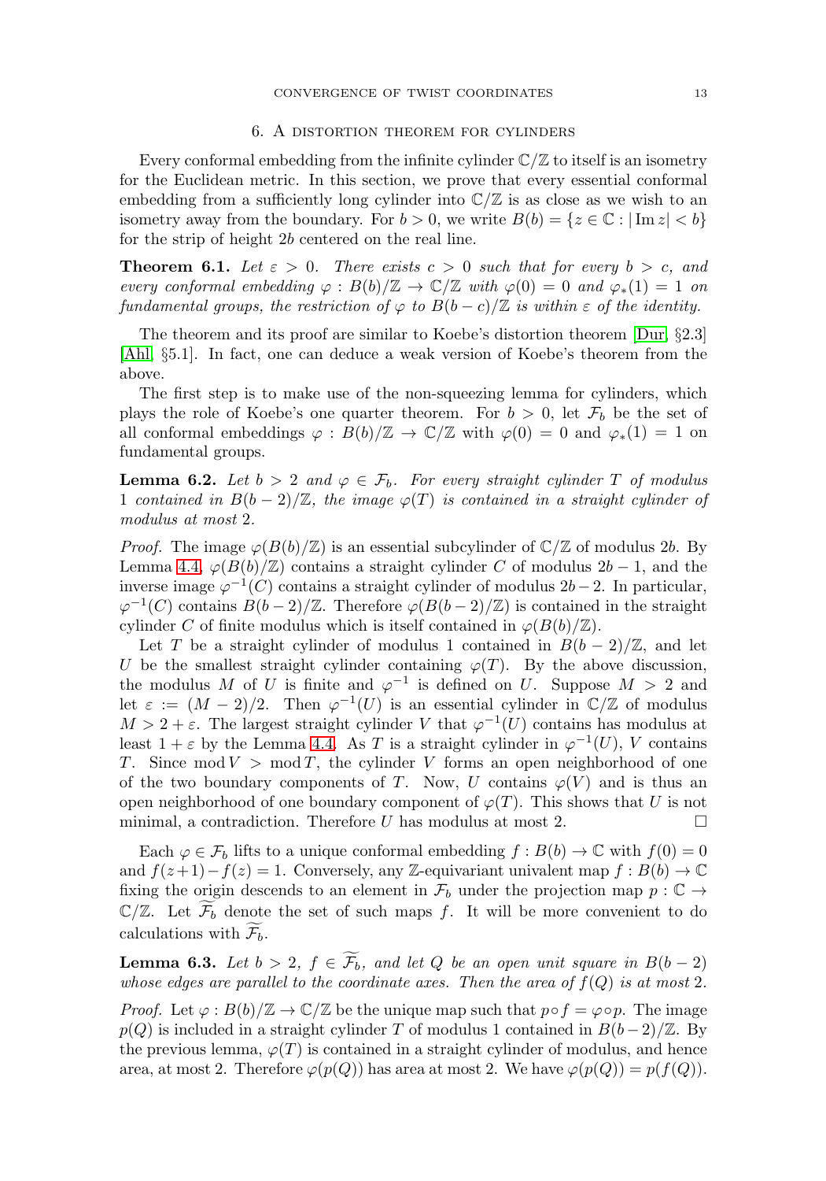## 6. A distortion theorem for cylinders

Every conformal embedding from the infinite cylinder $\mathbb{C}/\mathbb{Z}$ to itself is an isometry for the Euclidean metric. In this section, we prove that every essential conformal embedding from a sufficiently long cylinder into $\mathbb{C}/\mathbb{Z}$ is as close as we wish to an isometry away from the boundary. For $b > 0$, we write $B(b) = \{z \in \mathbb{C} : |\operatorname{Im} z| < b\}$ for the strip of height $2b$ centered on the real line.

**Theorem 6.1.** *Let $\varepsilon > 0$. There exists $c > 0$ such that for every $b > c$, and every conformal embedding $\varphi : B(b)/\mathbb{Z} \to \mathbb{C}/\mathbb{Z}$ with $\varphi(0) = 0$ and $\varphi_*(1) = 1$ on fundamental groups, the restriction of $\varphi$ to $B(b - c)/\mathbb{Z}$ is within $\varepsilon$ of the identity.*

The theorem and its proof are similar to Koebe's distortion theorem [Dur, §2.3] [Ahl, §5.1]. In fact, one can deduce a weak version of Koebe's theorem from the above.

The first step is to make use of the non-squeezing lemma for cylinders, which plays the role of Koebe's one quarter theorem. For $b > 0$, let $\mathcal{F}_b$ be the set of all conformal embeddings $\varphi : B(b)/\mathbb{Z} \to \mathbb{C}/\mathbb{Z}$ with $\varphi(0) = 0$ and $\varphi_*(1) = 1$ on fundamental groups.

**Lemma 6.2.** *Let $b > 2$ and $\varphi \in \mathcal{F}_b$. For every straight cylinder $T$ of modulus $1$ contained in $B(b-2)/\mathbb{Z}$, the image $\varphi(T)$ is contained in a straight cylinder of modulus at most $2$.*

*Proof.* The image $\varphi(B(b)/\mathbb{Z})$ is an essential subcylinder of $\mathbb{C}/\mathbb{Z}$ of modulus $2b$. By Lemma 4.4, $\varphi(B(b)/\mathbb{Z})$ contains a straight cylinder $C$ of modulus $2b - 1$, and the inverse image $\varphi^{-1}(C)$ contains a straight cylinder of modulus $2b-2$. In particular, $\varphi^{-1}(C)$ contains $B(b-2)/\mathbb{Z}$. Therefore $\varphi(B(b-2)/\mathbb{Z})$ is contained in the straight cylinder $C$ of finite modulus which is itself contained in $\varphi(B(b)/\mathbb{Z})$.

Let $T$ be a straight cylinder of modulus 1 contained in $B(b - 2)/\mathbb{Z}$, and let $U$ be the smallest straight cylinder containing $\varphi(T)$. By the above discussion, the modulus $M$ of $U$ is finite and $\varphi^{-1}$ is defined on $U$. Suppose $M > 2$ and let $\varepsilon := (M - 2)/2$. Then $\varphi^{-1}(U)$ is an essential cylinder in $\mathbb{C}/\mathbb{Z}$ of modulus $M > 2 + \varepsilon$. The largest straight cylinder $V$ that $\varphi^{-1}(U)$ contains has modulus at least $1 + \varepsilon$ by the Lemma 4.4. As $T$ is a straight cylinder in $\varphi^{-1}(U)$, $V$ contains $T$. Since $\operatorname{mod} V > \operatorname{mod} T$, the cylinder $V$ forms an open neighborhood of one of the two boundary components of $T$. Now, $U$ contains $\varphi(V)$ and is thus an open neighborhood of one boundary component of $\varphi(T)$. This shows that $U$ is not minimal, a contradiction. Therefore $U$ has modulus at most 2. □

Each $\varphi \in \mathcal{F}_b$ lifts to a unique conformal embedding $f : B(b) \to \mathbb{C}$ with $f(0) = 0$ and $f(z+1)-f(z) = 1$. Conversely, any $\mathbb{Z}$-equivariant univalent map $f : B(b) \to \mathbb{C}$ fixing the origin descends to an element in $\mathcal{F}_b$ under the projection map $p : \mathbb{C} \to \mathbb{C}/\mathbb{Z}$. Let $\widetilde{\mathcal{F}_b}$ denote the set of such maps $f$. It will be more convenient to do calculations with $\widetilde{\mathcal{F}_b}$.

**Lemma 6.3.** *Let $b > 2$, $f \in \widetilde{\mathcal{F}_b}$, and let $Q$ be an open unit square in $B(b - 2)$ whose edges are parallel to the coordinate axes. Then the area of $f(Q)$ is at most 2.*

*Proof.* Let $\varphi : B(b)/\mathbb{Z} \to \mathbb{C}/\mathbb{Z}$ be the unique map such that $p \circ f = \varphi \circ p$. The image $p(Q)$ is included in a straight cylinder $T$ of modulus 1 contained in $B(b-2)/\mathbb{Z}$. By the previous lemma, $\varphi(T)$ is contained in a straight cylinder of modulus, and hence area, at most 2. Therefore $\varphi(p(Q))$ has area at most 2. We have $\varphi(p(Q)) = p(f(Q))$.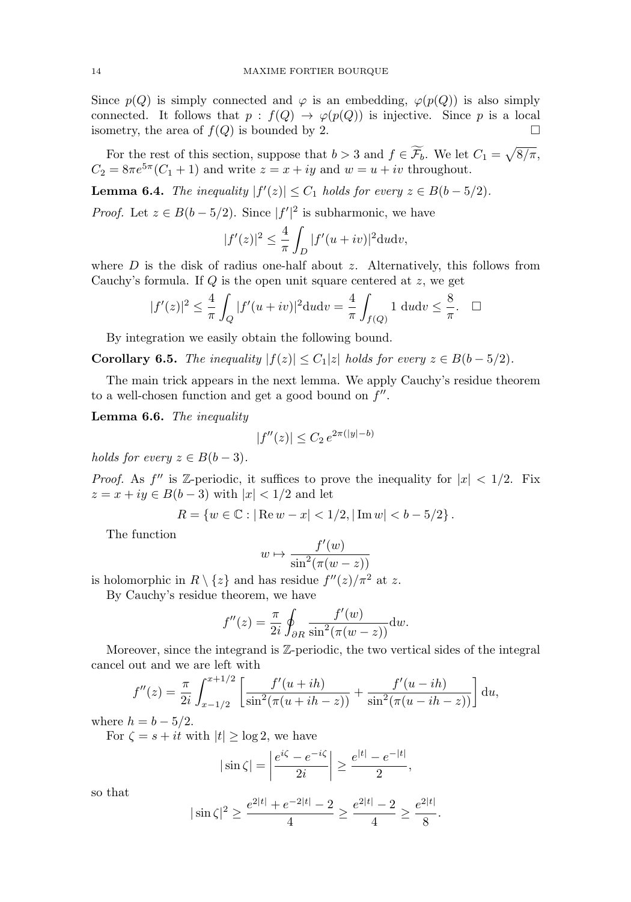Since $p(Q)$ is simply connected and $\varphi$ is an embedding, $\varphi(p(Q))$ is also simply connected. It follows that $p : f(Q) \to \varphi(p(Q))$ is injective. Since $p$ is a local isometry, the area of $f(Q)$ is bounded by 2. $\square$

For the rest of this section, suppose that $b > 3$ and $f \in \widetilde{\mathcal{F}_b}$. We let $C_1 = \sqrt{8/\pi}$, $C_2 = 8\pi e^{5\pi}(C_1 + 1)$ and write $z = x + iy$ and $w = u + iv$ throughout.

**Lemma 6.4.** *The inequality $|f'(z)| \leq C_1$ holds for every $z \in B(b - 5/2)$.*

*Proof.* Let $z \in B(b - 5/2)$. Since $|f'|^2$ is subharmonic, we have

$$|f'(z)|^2 \leq \frac{4}{\pi} \int_D |f'(u + iv)|^2 \mathrm{d}u\mathrm{d}v,$$

where $D$ is the disk of radius one-half about $z$. Alternatively, this follows from Cauchy's formula. If $Q$ is the open unit square centered at $z$, we get

$$|f'(z)|^2 \leq \frac{4}{\pi} \int_Q |f'(u + iv)|^2 \mathrm{d}u\mathrm{d}v = \frac{4}{\pi} \int_{f(Q)} 1 \, \mathrm{d}u\mathrm{d}v \leq \frac{8}{\pi}. \quad \square$$

By integration we easily obtain the following bound.

**Corollary 6.5.** *The inequality $|f(z)| \leq C_1|z|$ holds for every $z \in B(b - 5/2)$.*

The main trick appears in the next lemma. We apply Cauchy's residue theorem to a well-chosen function and get a good bound on $f''$.

**Lemma 6.6.** *The inequality*

$$|f''(z)| \leq C_2 \, e^{2\pi(|y| - b)}$$

*holds for every $z \in B(b - 3)$.*

*Proof.* As $f''$ is $\mathbb{Z}$-periodic, it suffices to prove the inequality for $|x| < 1/2$. Fix $z = x + iy \in B(b - 3)$ with $|x| < 1/2$ and let

$$R = \{w \in \mathbb{C} : |\operatorname{Re} w - x| < 1/2, |\operatorname{Im} w| < b - 5/2\}.$$

The function

$$w \mapsto \frac{f'(w)}{\sin^2(\pi(w - z))}$$

is holomorphic in $R \setminus \{z\}$ and has residue $f''(z)/\pi^2$ at $z$.

By Cauchy's residue theorem, we have

$$f''(z) = \frac{\pi}{2i} \oint_{\partial R} \frac{f'(w)}{\sin^2(\pi(w - z))} \mathrm{d}w.$$

Moreover, since the integrand is $\mathbb{Z}$-periodic, the two vertical sides of the integral cancel out and we are left with

$$f''(z) = \frac{\pi}{2i} \int_{x-1/2}^{x+1/2} \left[ \frac{f'(u + ih)}{\sin^2(\pi(u + ih - z))} + \frac{f'(u - ih)}{\sin^2(\pi(u - ih - z))} \right] \mathrm{d}u,$$

where $h = b - 5/2$.

For $\zeta = s + it$ with $|t| \geq \log 2$, we have

$$|\sin \zeta| = \left| \frac{e^{i\zeta} - e^{-i\zeta}}{2i} \right| \geq \frac{e^{|t|} - e^{-|t|}}{2},$$

so that

$$|\sin \zeta|^2 \geq \frac{e^{2|t|} + e^{-2|t|} - 2}{4} \geq \frac{e^{2|t|} - 2}{4} \geq \frac{e^{2|t|}}{8}.$$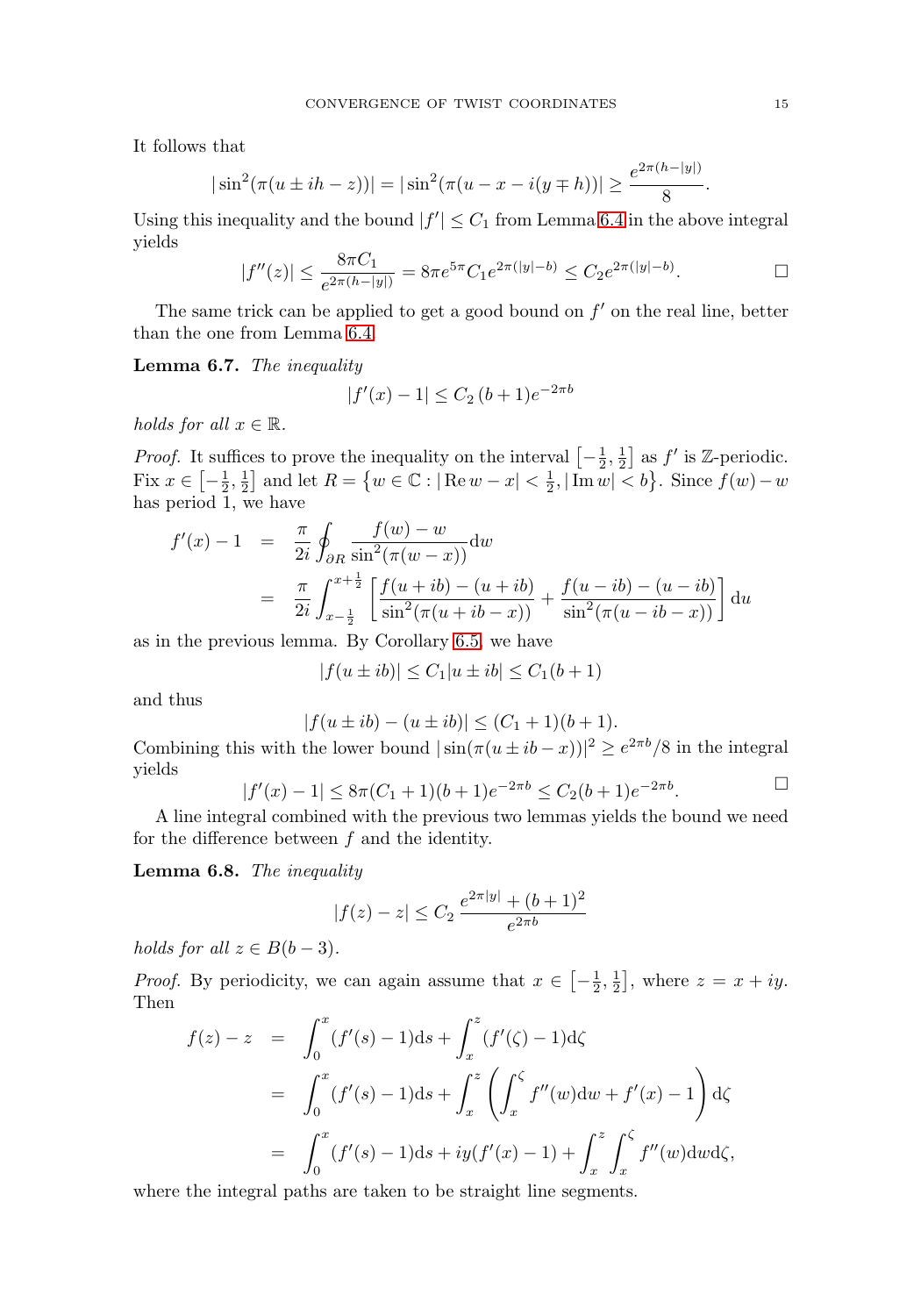It follows that

$$|\sin^2(\pi(u \pm ih - z))| = |\sin^2(\pi(u - x - i(y \mp h))| \geq \frac{e^{2\pi(h-|y|)}}{8}.$$

Using this inequality and the bound $|f'| \leq C_1$ from Lemma 6.4 in the above integral yields

$$|f''(z)| \leq \frac{8\pi C_1}{e^{2\pi(h-|y|)}} = 8\pi e^{5\pi} C_1 e^{2\pi(|y|-b)} \leq C_2 e^{2\pi(|y|-b)}. \qquad \square$$

The same trick can be applied to get a good bound on $f'$ on the real line, better than the one from Lemma 6.4.

**Lemma 6.7.** *The inequality*

$$|f'(x) - 1| \leq C_2\,(b+1)e^{-2\pi b}$$

*holds for all* $x \in \mathbb{R}$.

*Proof.* It suffices to prove the inequality on the interval $\left[-\frac{1}{2}, \frac{1}{2}\right]$ as $f'$ is $\mathbb{Z}$-periodic. Fix $x \in \left[-\frac{1}{2}, \frac{1}{2}\right]$ and let $R = \left\{w \in \mathbb{C} : |\operatorname{Re} w - x| < \frac{1}{2}, |\operatorname{Im} w| < b\right\}$. Since $f(w) - w$ has period 1, we have

$$\begin{aligned} f'(x) - 1 &= \frac{\pi}{2i} \oint_{\partial R} \frac{f(w) - w}{\sin^2(\pi(w - x))} \mathrm{d}w \\ &= \frac{\pi}{2i} \int_{x-\frac{1}{2}}^{x+\frac{1}{2}} \left[ \frac{f(u+ib) - (u+ib)}{\sin^2(\pi(u+ib-x))} + \frac{f(u-ib) - (u-ib)}{\sin^2(\pi(u-ib-x))} \right] \mathrm{d}u \end{aligned}$$

as in the previous lemma. By Corollary 6.5, we have

$$|f(u \pm ib)| \leq C_1 |u \pm ib| \leq C_1(b+1)$$

and thus

$$|f(u \pm ib) - (u \pm ib)| \leq (C_1 + 1)(b+1).$$

Combining this with the lower bound $|\sin(\pi(u \pm ib - x))|^2 \geq e^{2\pi b}/8$ in the integral yields

$$|f'(x) - 1| \leq 8\pi(C_1+1)(b+1)e^{-2\pi b} \leq C_2(b+1)e^{-2\pi b}. \qquad \square$$

A line integral combined with the previous two lemmas yields the bound we need for the difference between $f$ and the identity.

**Lemma 6.8.** *The inequality*

$$|f(z) - z| \leq C_2\, \frac{e^{2\pi|y|} + (b+1)^2}{e^{2\pi b}}$$

*holds for all* $z \in B(b-3)$.

*Proof.* By periodicity, we can again assume that $x \in \left[-\frac{1}{2}, \frac{1}{2}\right]$, where $z = x + iy$. Then

$$\begin{aligned} f(z) - z &= \int_0^x (f'(s) - 1)\mathrm{d}s + \int_x^z (f'(\zeta) - 1)\mathrm{d}\zeta \\ &= \int_0^x (f'(s) - 1)\mathrm{d}s + \int_x^z \left( \int_x^\zeta f''(w)\mathrm{d}w + f'(x) - 1 \right) \mathrm{d}\zeta \\ &= \int_0^x (f'(s) - 1)\mathrm{d}s + iy(f'(x) - 1) + \int_x^z \int_x^\zeta f''(w)\mathrm{d}w\mathrm{d}\zeta, \end{aligned}$$

where the integral paths are taken to be straight line segments.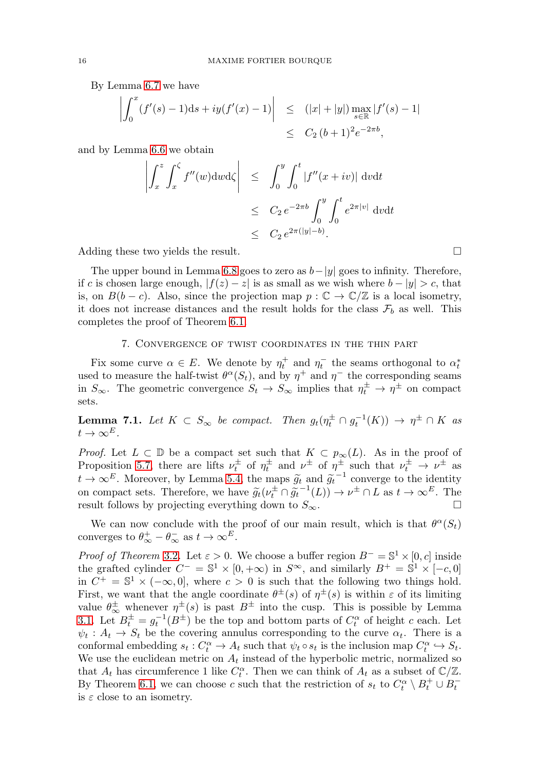By Lemma 6.7 we have

$$\left|\int_0^x (f'(s)-1)\mathrm{d}s + iy(f'(x)-1)\right| \leq (|x|+|y|)\max_{s\in\mathbb{R}}|f'(s)-1|$$
$$\leq C_2\,(b+1)^2 e^{-2\pi b},$$

and by Lemma 6.6 we obtain

$$\left|\int_x^z\int_x^\zeta f''(w)\mathrm{d}w\mathrm{d}\zeta\right| \leq \int_0^y\int_0^t |f''(x+iv)|\,\mathrm{d}v\mathrm{d}t$$
$$\leq C_2\,e^{-2\pi b}\int_0^y\int_0^t e^{2\pi|v|}\,\mathrm{d}v\mathrm{d}t$$
$$\leq C_2\,e^{2\pi(|y|-b)}.$$

Adding these two yields the result. ∎

The upper bound in Lemma 6.8 goes to zero as $b-|y|$ goes to infinity. Therefore, if $c$ is chosen large enough, $|f(z)-z|$ is as small as we wish where $b-|y|>c$, that is, on $B(b-c)$. Also, since the projection map $p:\mathbb{C}\to\mathbb{C}/\mathbb{Z}$ is a local isometry, it does not increase distances and the result holds for the class $\mathcal{F}_b$ as well. This completes the proof of Theorem 6.1.

## 7. Convergence of twist coordinates in the thin part

Fix some curve $\alpha\in E$. We denote by $\eta_t^+$ and $\eta_t^-$ the seams orthogonal to $\alpha_t^*$ used to measure the half-twist $\theta^\alpha(S_t)$, and by $\eta^+$ and $\eta^-$ the corresponding seams in $S_\infty$. The geometric convergence $S_t\to S_\infty$ implies that $\eta_t^\pm\to\eta^\pm$ on compact sets.

**Lemma 7.1.** *Let $K\subset S_\infty$ be compact. Then $g_t(\eta_t^\pm\cap g_t^{-1}(K))\to\eta^\pm\cap K$ as $t\to\infty^E$.*

*Proof.* Let $L\subset\mathbb{D}$ be a compact set such that $K\subset p_\infty(L)$. As in the proof of Proposition 5.7, there are lifts $\nu_t^\pm$ of $\eta_t^\pm$ and $\nu^\pm$ of $\eta^\pm$ such that $\nu_t^\pm\to\nu^\pm$ as $t\to\infty^E$. Moreover, by Lemma 5.4, the maps $\widetilde{g}_t$ and $\widetilde{g}_t^{-1}$ converge to the identity on compact sets. Therefore, we have $\widetilde{g}_t(\nu_t^\pm\cap\widetilde{g}_t^{-1}(L))\to\nu^\pm\cap L$ as $t\to\infty^E$. The result follows by projecting everything down to $S_\infty$. ∎

We can now conclude with the proof of our main result, which is that $\theta^\alpha(S_t)$ converges to $\theta_\infty^+-\theta_\infty^-$ as $t\to\infty^E$.

*Proof of Theorem 3.2.* Let $\varepsilon>0$. We choose a buffer region $B^-=\mathbb{S}^1\times[0,c]$ inside the grafted cylinder $C^-=\mathbb{S}^1\times[0,+\infty)$ in $S^\infty$, and similarly $B^+=\mathbb{S}^1\times[-c,0]$ in $C^+=\mathbb{S}^1\times(-\infty,0]$, where $c>0$ is such that the following two things hold. First, we want that the angle coordinate $\theta^\pm(s)$ of $\eta^\pm(s)$ is within $\varepsilon$ of its limiting value $\theta_\infty^\pm$ whenever $\eta^\pm(s)$ is past $B^\pm$ into the cusp. This is possible by Lemma 3.1. Let $B_t^\pm=g_t^{-1}(B^\pm)$ be the top and bottom parts of $C_t^\alpha$ of height $c$ each. Let $\psi_t:A_t\to S_t$ be the covering annulus corresponding to the curve $\alpha_t$. There is a conformal embedding $s_t:C_t^\alpha\to A_t$ such that $\psi_t\circ s_t$ is the inclusion map $C_t^\alpha\hookrightarrow S_t$. We use the euclidean metric on $A_t$ instead of the hyperbolic metric, normalized so that $A_t$ has circumference 1 like $C_t^\alpha$. Then we can think of $A_t$ as a subset of $\mathbb{C}/\mathbb{Z}$. By Theorem 6.1, we can choose $c$ such that the restriction of $s_t$ to $C_t^\alpha\setminus B_t^+\cup B_t^-$ is $\varepsilon$ close to an isometry.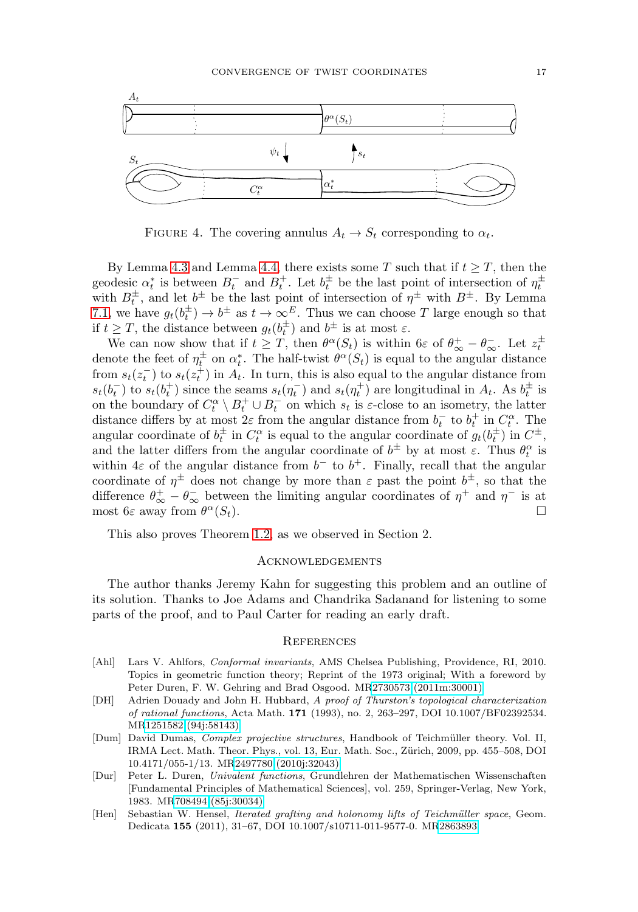$A_t$

$\theta^\alpha(S_t)$

$\psi_t$

$s_t$

$S_t$

$C_t^\alpha$

$\alpha_t^*$

FIGURE 4. The covering annulus $A_t \to S_t$ corresponding to $\alpha_t$.

By Lemma 4.3 and Lemma 4.4, there exists some $T$ such that if $t \geq T$, then the geodesic $\alpha_t^*$ is between $B_t^-$ and $B_t^+$. Let $b_t^\pm$ be the last point of intersection of $\eta_t^\pm$ with $B_t^\pm$, and let $b^\pm$ be the last point of intersection of $\eta^\pm$ with $B^\pm$. By Lemma 7.1, we have $g_t(b_t^\pm) \to b^\pm$ as $t \to \infty^E$. Thus we can choose $T$ large enough so that if $t \geq T$, the distance between $g_t(b_t^\pm)$ and $b^\pm$ is at most $\varepsilon$.

We can now show that if $t \geq T$, then $\theta^\alpha(S_t)$ is within $6\varepsilon$ of $\theta_\infty^+ - \theta_\infty^-$. Let $z_t^\pm$ denote the feet of $\eta_t^\pm$ on $\alpha_t^*$. The half-twist $\theta^\alpha(S_t)$ is equal to the angular distance from $s_t(z_t^-)$ to $s_t(z_t^+)$ in $A_t$. In turn, this is also equal to the angular distance from $s_t(b_t^-)$ to $s_t(b_t^+)$ since the seams $s_t(\eta_t^-)$ and $s_t(\eta_t^+)$ are longitudinal in $A_t$. As $b_t^\pm$ is on the boundary of $C_t^\alpha \setminus B_t^+ \cup B_t^-$ on which $s_t$ is $\varepsilon$-close to an isometry, the latter distance differs by at most $2\varepsilon$ from the angular distance from $b_t^-$ to $b_t^+$ in $C_t^\alpha$. The angular coordinate of $b_t^\pm$ in $C_t^\alpha$ is equal to the angular coordinate of $g_t(b_t^\pm)$ in $C^\pm$, and the latter differs from the angular coordinate of $b^\pm$ by at most $\varepsilon$. Thus $\theta_t^\alpha$ is within $4\varepsilon$ of the angular distance from $b^-$ to $b^+$. Finally, recall that the angular coordinate of $\eta^\pm$ does not change by more than $\varepsilon$ past the point $b^\pm$, so that the difference $\theta_\infty^+ - \theta_\infty^-$ between the limiting angular coordinates of $\eta^+$ and $\eta^-$ is at most $6\varepsilon$ away from $\theta^\alpha(S_t)$. $\square$

This also proves Theorem 1.2, as we observed in Section 2.

## Acknowledgements

The author thanks Jeremy Kahn for suggesting this problem and an outline of its solution. Thanks to Joe Adams and Chandrika Sadanand for listening to some parts of the proof, and to Paul Carter for reading an early draft.

## References

[Ahl] Lars V. Ahlfors, *Conformal invariants*, AMS Chelsea Publishing, Providence, RI, 2010. Topics in geometric function theory; Reprint of the 1973 original; With a foreword by Peter Duren, F. W. Gehring and Brad Osgood. MR2730573 (2011m:30001)

[DH] Adrien Douady and John H. Hubbard, *A proof of Thurston's topological characterization of rational functions*, Acta Math. **171** (1993), no. 2, 263–297, DOI 10.1007/BF02392534. MR1251582 (94j:58143)

[Dum] David Dumas, *Complex projective structures*, Handbook of Teichmüller theory. Vol. II, IRMA Lect. Math. Theor. Phys., vol. 13, Eur. Math. Soc., Zürich, 2009, pp. 455–508, DOI 10.4171/055-1/13. MR2497780 (2010j:32043)

[Dur] Peter L. Duren, *Univalent functions*, Grundlehren der Mathematischen Wissenschaften [Fundamental Principles of Mathematical Sciences], vol. 259, Springer-Verlag, New York, 1983. MR708494 (85j:30034)

[Hen] Sebastian W. Hensel, *Iterated grafting and holonomy lifts of Teichmüller space*, Geom. Dedicata **155** (2011), 31–67, DOI 10.1007/s10711-011-9577-0. MR2863893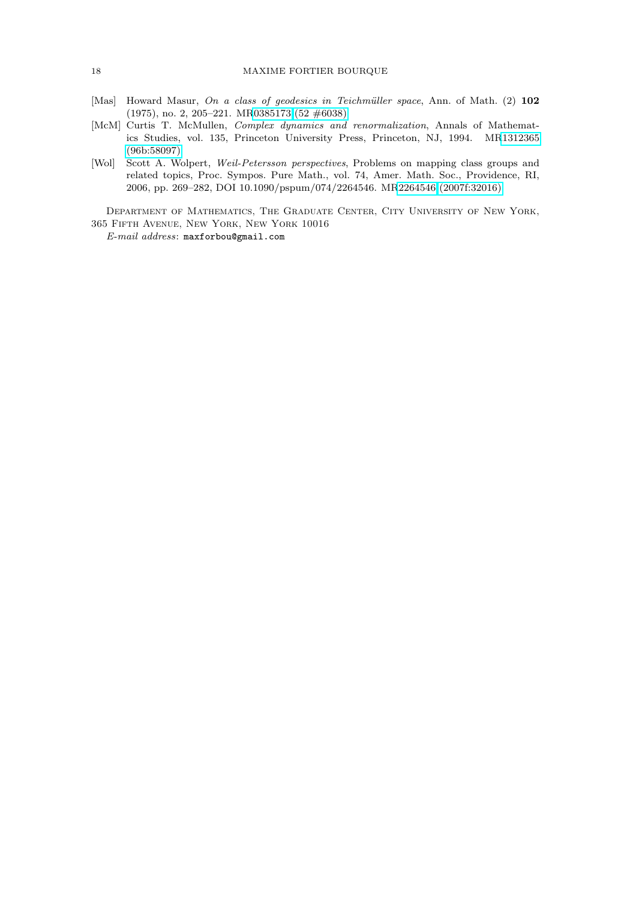[Mas] Howard Masur, *On a class of geodesics in Teichmüller space*, Ann. of Math. (2) **102** (1975), no. 2, 205–221. MR0385173 (52 #6038)

[McM] Curtis T. McMullen, *Complex dynamics and renormalization*, Annals of Mathematics Studies, vol. 135, Princeton University Press, Princeton, NJ, 1994. MR1312365 (96b:58097)

[Wol] Scott A. Wolpert, *Weil-Petersson perspectives*, Problems on mapping class groups and related topics, Proc. Sympos. Pure Math., vol. 74, Amer. Math. Soc., Providence, RI, 2006, pp. 269–282, DOI 10.1090/pspum/074/2264546. MR2264546 (2007f:32016)

Department of Mathematics, The Graduate Center, City University of New York, 365 Fifth Avenue, New York, New York 10016

*E-mail address*: maxforbou@gmail.com